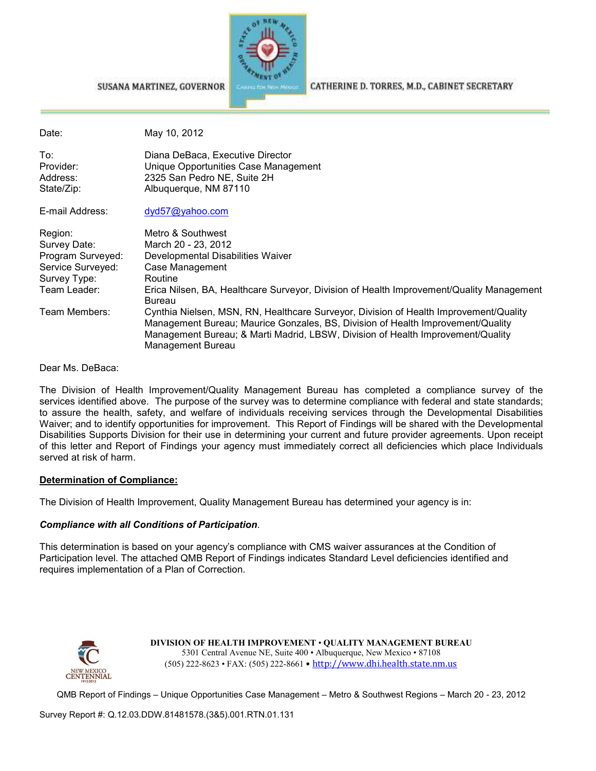SUSANA MARTINEZ, GOVERNOR

CATHERINE D. TORRES, M.D., CABINET SECRETARY

| | |
|---|---|
| Date: | May 10, 2012 |
| To: | Diana DeBaca, Executive Director |
| Provider: | Unique Opportunities Case Management |
| Address: | 2325 San Pedro NE, Suite 2H |
| State/Zip: | Albuquerque, NM 87110 |
| E-mail Address: | dyd57@yahoo.com |
| Region: | Metro & Southwest |
| Survey Date: | March 20 - 23, 2012 |
| Program Surveyed: | Developmental Disabilities Waiver |
| Service Surveyed: | Case Management |
| Survey Type: | Routine |
| Team Leader: | Erica Nilsen, BA, Healthcare Surveyor, Division of Health Improvement/Quality Management Bureau |
| Team Members: | Cynthia Nielsen, MSN, RN, Healthcare Surveyor, Division of Health Improvement/Quality Management Bureau; Maurice Gonzales, BS, Division of Health Improvement/Quality Management Bureau; & Marti Madrid, LBSW, Division of Health Improvement/Quality Management Bureau |

Dear Ms. DeBaca:

The Division of Health Improvement/Quality Management Bureau has completed a compliance survey of the services identified above. The purpose of the survey was to determine compliance with federal and state standards; to assure the health, safety, and welfare of individuals receiving services through the Developmental Disabilities Waiver; and to identify opportunities for improvement. This Report of Findings will be shared with the Developmental Disabilities Supports Division for their use in determining your current and future provider agreements. Upon receipt of this letter and Report of Findings your agency must immediately correct all deficiencies which place Individuals served at risk of harm.

**Determination of Compliance:**

The Division of Health Improvement, Quality Management Bureau has determined your agency is in:

***Compliance with all Conditions of Participation***.

This determination is based on your agency's compliance with CMS waiver assurances at the Condition of Participation level. The attached QMB Report of Findings indicates Standard Level deficiencies identified and requires implementation of a Plan of Correction.

**DIVISION OF HEALTH IMPROVEMENT • QUALITY MANAGEMENT BUREAU**
5301 Central Avenue NE, Suite 400 • Albuquerque, New Mexico • 87108
(505) 222-8623 • FAX: (505) 222-8661 • http://www.dhi.health.state.nm.us

Survey Report #: Q.12.03.DDW.81481578.(3&5).001.RTN.01.131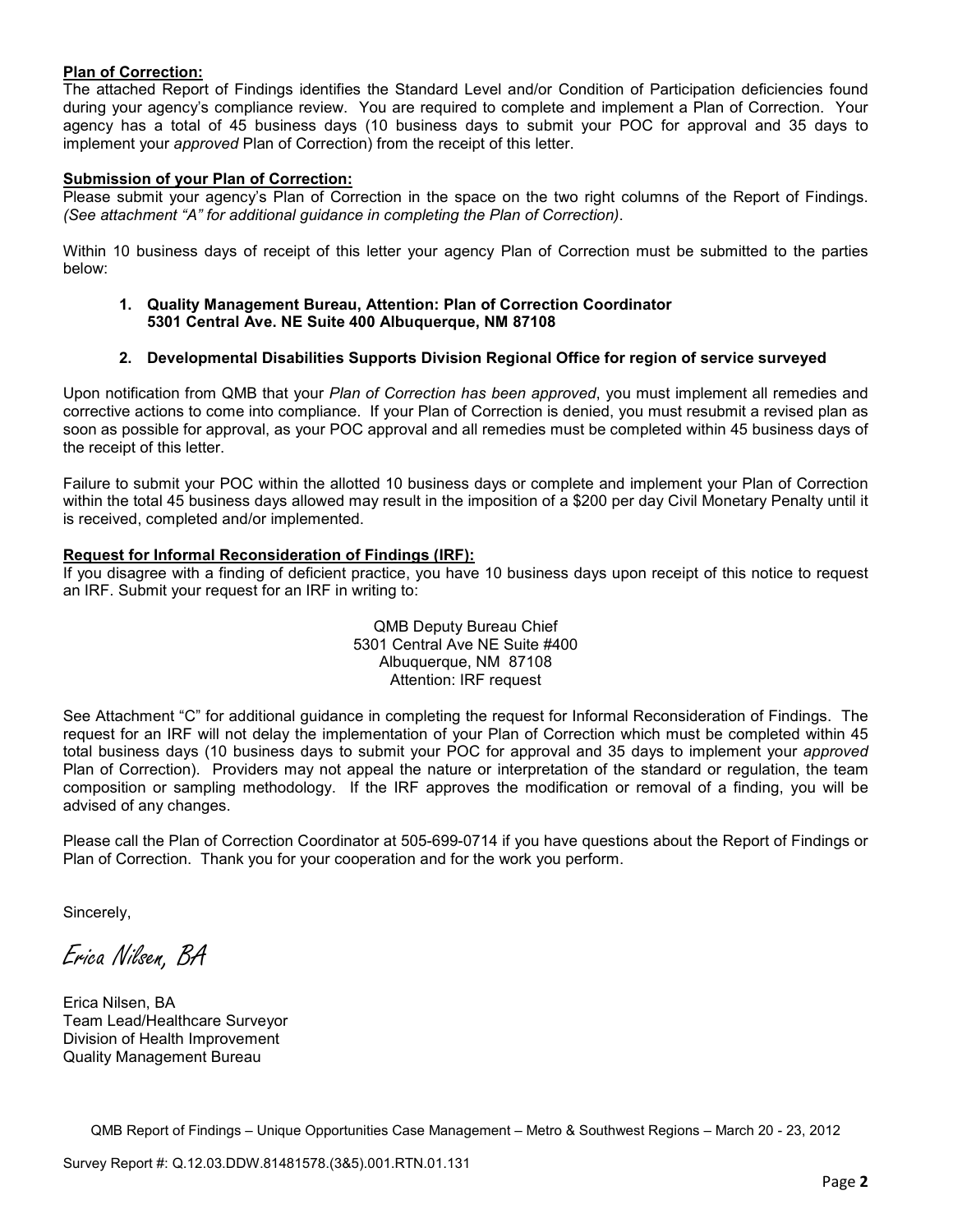**Plan of Correction:**

The attached Report of Findings identifies the Standard Level and/or Condition of Participation deficiencies found during your agency's compliance review. You are required to complete and implement a Plan of Correction. Your agency has a total of 45 business days (10 business days to submit your POC for approval and 35 days to implement your *approved* Plan of Correction) from the receipt of this letter.

**Submission of your Plan of Correction:**

Please submit your agency's Plan of Correction in the space on the two right columns of the Report of Findings. *(See attachment "A" for additional guidance in completing the Plan of Correction).*

Within 10 business days of receipt of this letter your agency Plan of Correction must be submitted to the parties below:

1. **Quality Management Bureau, Attention: Plan of Correction Coordinator**
   **5301 Central Ave. NE Suite 400 Albuquerque, NM 87108**

2. **Developmental Disabilities Supports Division Regional Office for region of service surveyed**

Upon notification from QMB that your *Plan of Correction has been approved*, you must implement all remedies and corrective actions to come into compliance. If your Plan of Correction is denied, you must resubmit a revised plan as soon as possible for approval, as your POC approval and all remedies must be completed within 45 business days of the receipt of this letter.

Failure to submit your POC within the allotted 10 business days or complete and implement your Plan of Correction within the total 45 business days allowed may result in the imposition of a $200 per day Civil Monetary Penalty until it is received, completed and/or implemented.

**Request for Informal Reconsideration of Findings (IRF):**

If you disagree with a finding of deficient practice, you have 10 business days upon receipt of this notice to request an IRF. Submit your request for an IRF in writing to:

QMB Deputy Bureau Chief
5301 Central Ave NE Suite #400
Albuquerque, NM 87108
Attention: IRF request

See Attachment "C" for additional guidance in completing the request for Informal Reconsideration of Findings. The request for an IRF will not delay the implementation of your Plan of Correction which must be completed within 45 total business days (10 business days to submit your POC for approval and 35 days to implement your *approved* Plan of Correction). Providers may not appeal the nature or interpretation of the standard or regulation, the team composition or sampling methodology. If the IRF approves the modification or removal of a finding, you will be advised of any changes.

Please call the Plan of Correction Coordinator at 505-699-0714 if you have questions about the Report of Findings or Plan of Correction. Thank you for your cooperation and for the work you perform.

Sincerely,

*Erica Nilsen, BA*

Erica Nilsen, BA
Team Lead/Healthcare Surveyor
Division of Health Improvement
Quality Management Bureau

QMB Report of Findings – Unique Opportunities Case Management – Metro & Southwest Regions – March 20 - 23, 2012

Survey Report #: Q.12.03.DDW.81481578.(3&5).001.RTN.01.131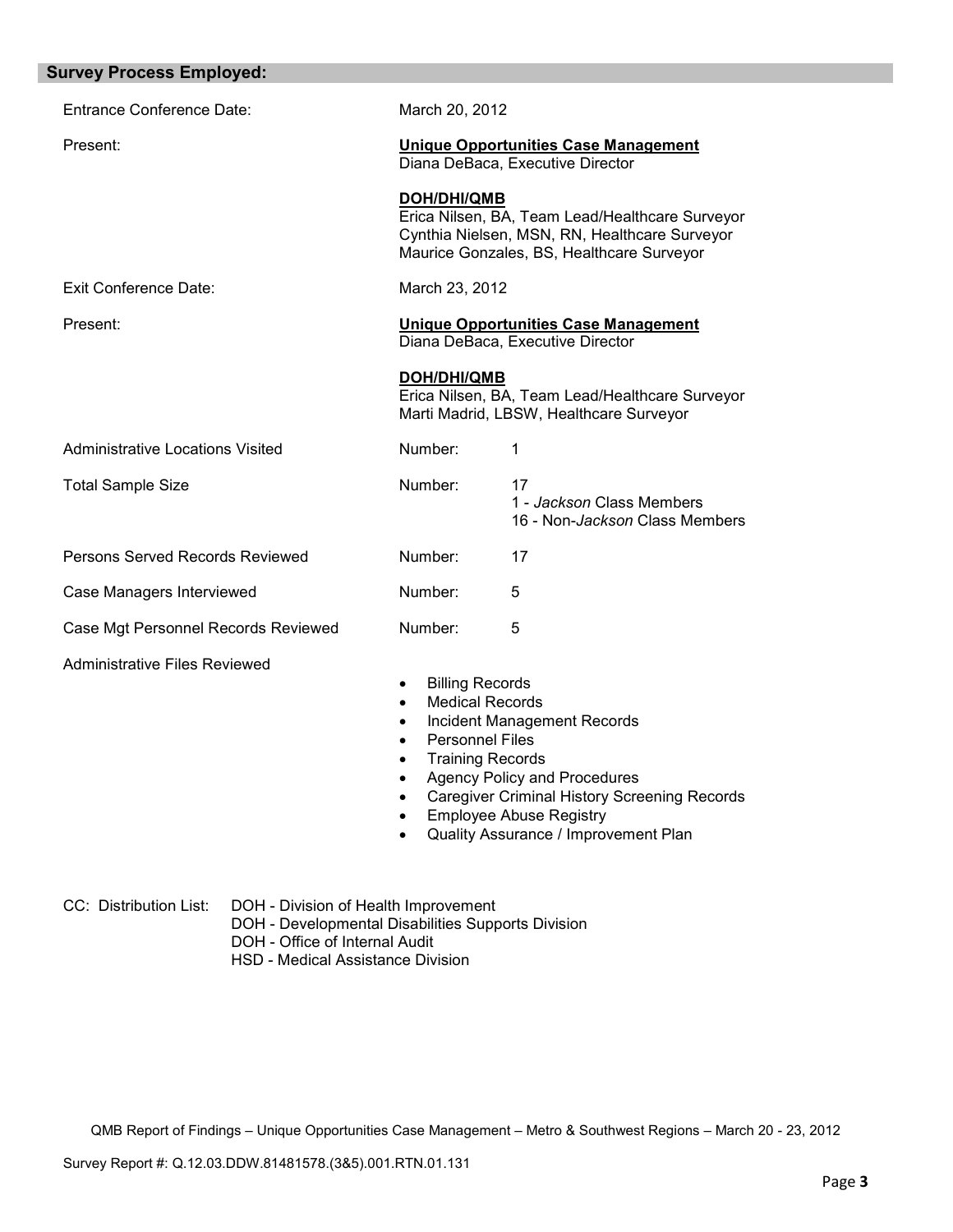## Survey Process Employed:

| | | |
|---|---|---|
| Entrance Conference Date: | March 20, 2012 | |
| Present: | **Unique Opportunities Case Management**<br>Diana DeBaca, Executive Director<br><br>**DOH/DHI/QMB**<br>Erica Nilsen, BA, Team Lead/Healthcare Surveyor<br>Cynthia Nielsen, MSN, RN, Healthcare Surveyor<br>Maurice Gonzales, BS, Healthcare Surveyor | |
| Exit Conference Date: | March 23, 2012 | |
| Present: | **Unique Opportunities Case Management**<br>Diana DeBaca, Executive Director<br><br>**DOH/DHI/QMB**<br>Erica Nilsen, BA, Team Lead/Healthcare Surveyor<br>Marti Madrid, LBSW, Healthcare Surveyor | |
| Administrative Locations Visited | Number: | 1 |
| Total Sample Size | Number: | 17<br>1 - *Jackson* Class Members<br>16 - Non-*Jackson* Class Members |
| Persons Served Records Reviewed | Number: | 17 |
| Case Managers Interviewed | Number: | 5 |
| Case Mgt Personnel Records Reviewed | Number: | 5 |

Administrative Files Reviewed

- Billing Records
- Medical Records
- Incident Management Records
- Personnel Files
- Training Records
- Agency Policy and Procedures
- Caregiver Criminal History Screening Records
- Employee Abuse Registry
- Quality Assurance / Improvement Plan

CC: Distribution List:
- DOH - Division of Health Improvement
- DOH - Developmental Disabilities Supports Division
- DOH - Office of Internal Audit
- HSD - Medical Assistance Division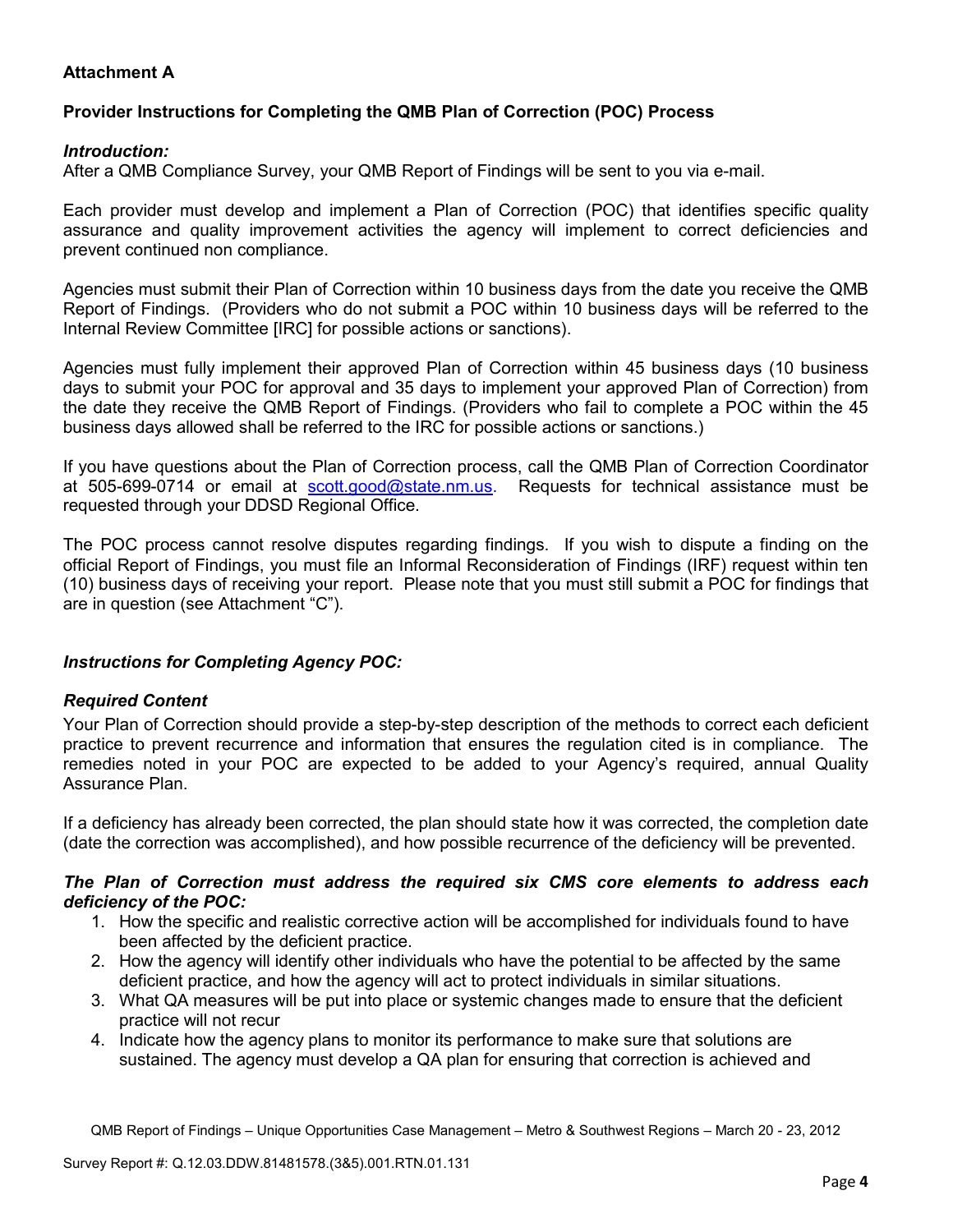## Attachment A

### Provider Instructions for Completing the QMB Plan of Correction (POC) Process

***Introduction:***

After a QMB Compliance Survey, your QMB Report of Findings will be sent to you via e-mail.

Each provider must develop and implement a Plan of Correction (POC) that identifies specific quality assurance and quality improvement activities the agency will implement to correct deficiencies and prevent continued non compliance.

Agencies must submit their Plan of Correction within 10 business days from the date you receive the QMB Report of Findings. (Providers who do not submit a POC within 10 business days will be referred to the Internal Review Committee [IRC] for possible actions or sanctions).

Agencies must fully implement their approved Plan of Correction within 45 business days (10 business days to submit your POC for approval and 35 days to implement your approved Plan of Correction) from the date they receive the QMB Report of Findings. (Providers who fail to complete a POC within the 45 business days allowed shall be referred to the IRC for possible actions or sanctions.)

If you have questions about the Plan of Correction process, call the QMB Plan of Correction Coordinator at 505-699-0714 or email at scott.good@state.nm.us. Requests for technical assistance must be requested through your DDSD Regional Office.

The POC process cannot resolve disputes regarding findings. If you wish to dispute a finding on the official Report of Findings, you must file an Informal Reconsideration of Findings (IRF) request within ten (10) business days of receiving your report. Please note that you must still submit a POC for findings that are in question (see Attachment "C").

***Instructions for Completing Agency POC:***

***Required Content***

Your Plan of Correction should provide a step-by-step description of the methods to correct each deficient practice to prevent recurrence and information that ensures the regulation cited is in compliance. The remedies noted in your POC are expected to be added to your Agency's required, annual Quality Assurance Plan.

If a deficiency has already been corrected, the plan should state how it was corrected, the completion date (date the correction was accomplished), and how possible recurrence of the deficiency will be prevented.

***The Plan of Correction must address the required six CMS core elements to address each deficiency of the POC:***

1. How the specific and realistic corrective action will be accomplished for individuals found to have been affected by the deficient practice.
2. How the agency will identify other individuals who have the potential to be affected by the same deficient practice, and how the agency will act to protect individuals in similar situations.
3. What QA measures will be put into place or systemic changes made to ensure that the deficient practice will not recur
4. Indicate how the agency plans to monitor its performance to make sure that solutions are sustained. The agency must develop a QA plan for ensuring that correction is achieved and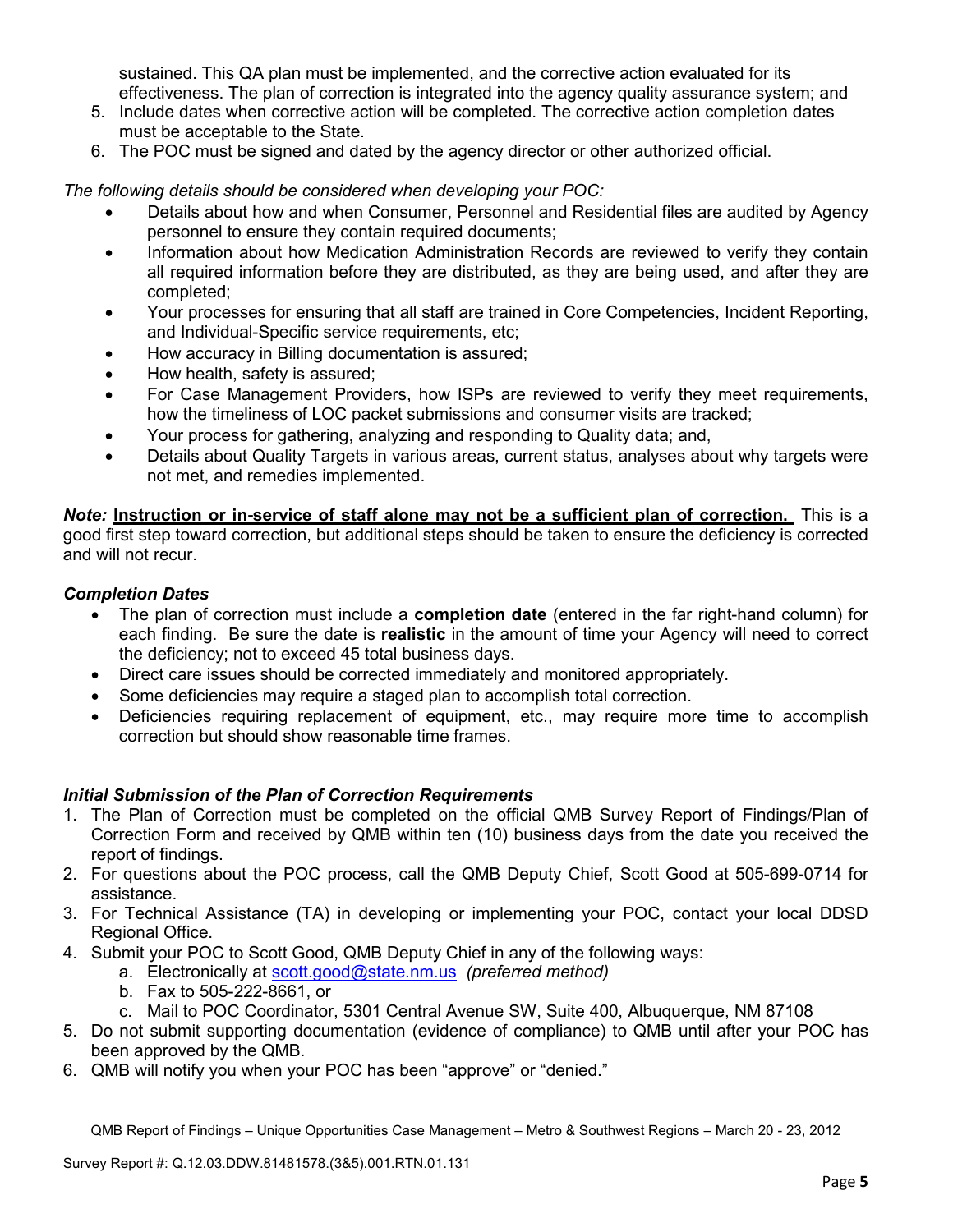sustained. This QA plan must be implemented, and the corrective action evaluated for its effectiveness. The plan of correction is integrated into the agency quality assurance system; and

5. Include dates when corrective action will be completed. The corrective action completion dates must be acceptable to the State.
6. The POC must be signed and dated by the agency director or other authorized official.

*The following details should be considered when developing your POC:*

- Details about how and when Consumer, Personnel and Residential files are audited by Agency personnel to ensure they contain required documents;
- Information about how Medication Administration Records are reviewed to verify they contain all required information before they are distributed, as they are being used, and after they are completed;
- Your processes for ensuring that all staff are trained in Core Competencies, Incident Reporting, and Individual-Specific service requirements, etc;
- How accuracy in Billing documentation is assured;
- How health, safety is assured;
- For Case Management Providers, how ISPs are reviewed to verify they meet requirements, how the timeliness of LOC packet submissions and consumer visits are tracked;
- Your process for gathering, analyzing and responding to Quality data; and,
- Details about Quality Targets in various areas, current status, analyses about why targets were not met, and remedies implemented.

***Note:*** **<u>Instruction or in-service of staff alone may not be a sufficient plan of correction.</u>** This is a good first step toward correction, but additional steps should be taken to ensure the deficiency is corrected and will not recur.

### *Completion Dates*

- The plan of correction must include a **completion date** (entered in the far right-hand column) for each finding. Be sure the date is **realistic** in the amount of time your Agency will need to correct the deficiency; not to exceed 45 total business days.
- Direct care issues should be corrected immediately and monitored appropriately.
- Some deficiencies may require a staged plan to accomplish total correction.
- Deficiencies requiring replacement of equipment, etc., may require more time to accomplish correction but should show reasonable time frames.

### *Initial Submission of the Plan of Correction Requirements*

1. The Plan of Correction must be completed on the official QMB Survey Report of Findings/Plan of Correction Form and received by QMB within ten (10) business days from the date you received the report of findings.
2. For questions about the POC process, call the QMB Deputy Chief, Scott Good at 505-699-0714 for assistance.
3. For Technical Assistance (TA) in developing or implementing your POC, contact your local DDSD Regional Office.
4. Submit your POC to Scott Good, QMB Deputy Chief in any of the following ways:
   a. Electronically at scott.good@state.nm.us *(preferred method)*
   b. Fax to 505-222-8661, or
   c. Mail to POC Coordinator, 5301 Central Avenue SW, Suite 400, Albuquerque, NM 87108
5. Do not submit supporting documentation (evidence of compliance) to QMB until after your POC has been approved by the QMB.
6. QMB will notify you when your POC has been "approve" or "denied."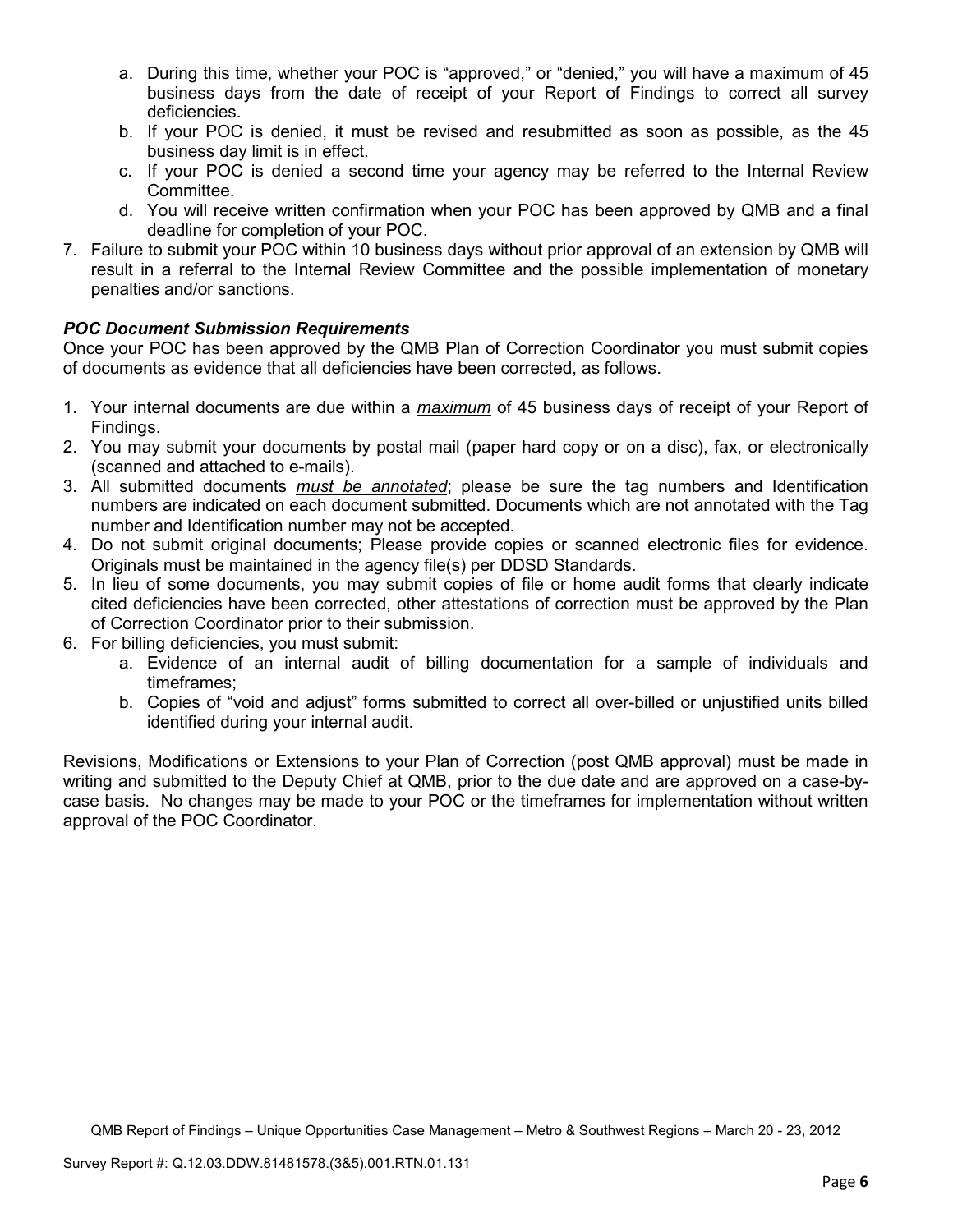a. During this time, whether your POC is "approved," or "denied," you will have a maximum of 45 business days from the date of receipt of your Report of Findings to correct all survey deficiencies.
   b. If your POC is denied, it must be revised and resubmitted as soon as possible, as the 45 business day limit is in effect.
   c. If your POC is denied a second time your agency may be referred to the Internal Review Committee.
   d. You will receive written confirmation when your POC has been approved by QMB and a final deadline for completion of your POC.
7. Failure to submit your POC within 10 business days without prior approval of an extension by QMB will result in a referral to the Internal Review Committee and the possible implementation of monetary penalties and/or sanctions.

***POC Document Submission Requirements***

Once your POC has been approved by the QMB Plan of Correction Coordinator you must submit copies of documents as evidence that all deficiencies have been corrected, as follows.

1. Your internal documents are due within a ***maximum*** of 45 business days of receipt of your Report of Findings.
2. You may submit your documents by postal mail (paper hard copy or on a disc), fax, or electronically (scanned and attached to e-mails).
3. All submitted documents ***must be annotated***; please be sure the tag numbers and Identification numbers are indicated on each document submitted. Documents which are not annotated with the Tag number and Identification number may not be accepted.
4. Do not submit original documents; Please provide copies or scanned electronic files for evidence. Originals must be maintained in the agency file(s) per DDSD Standards.
5. In lieu of some documents, you may submit copies of file or home audit forms that clearly indicate cited deficiencies have been corrected, other attestations of correction must be approved by the Plan of Correction Coordinator prior to their submission.
6. For billing deficiencies, you must submit:
   a. Evidence of an internal audit of billing documentation for a sample of individuals and timeframes;
   b. Copies of "void and adjust" forms submitted to correct all over-billed or unjustified units billed identified during your internal audit.

Revisions, Modifications or Extensions to your Plan of Correction (post QMB approval) must be made in writing and submitted to the Deputy Chief at QMB, prior to the due date and are approved on a case-by-case basis. No changes may be made to your POC or the timeframes for implementation without written approval of the POC Coordinator.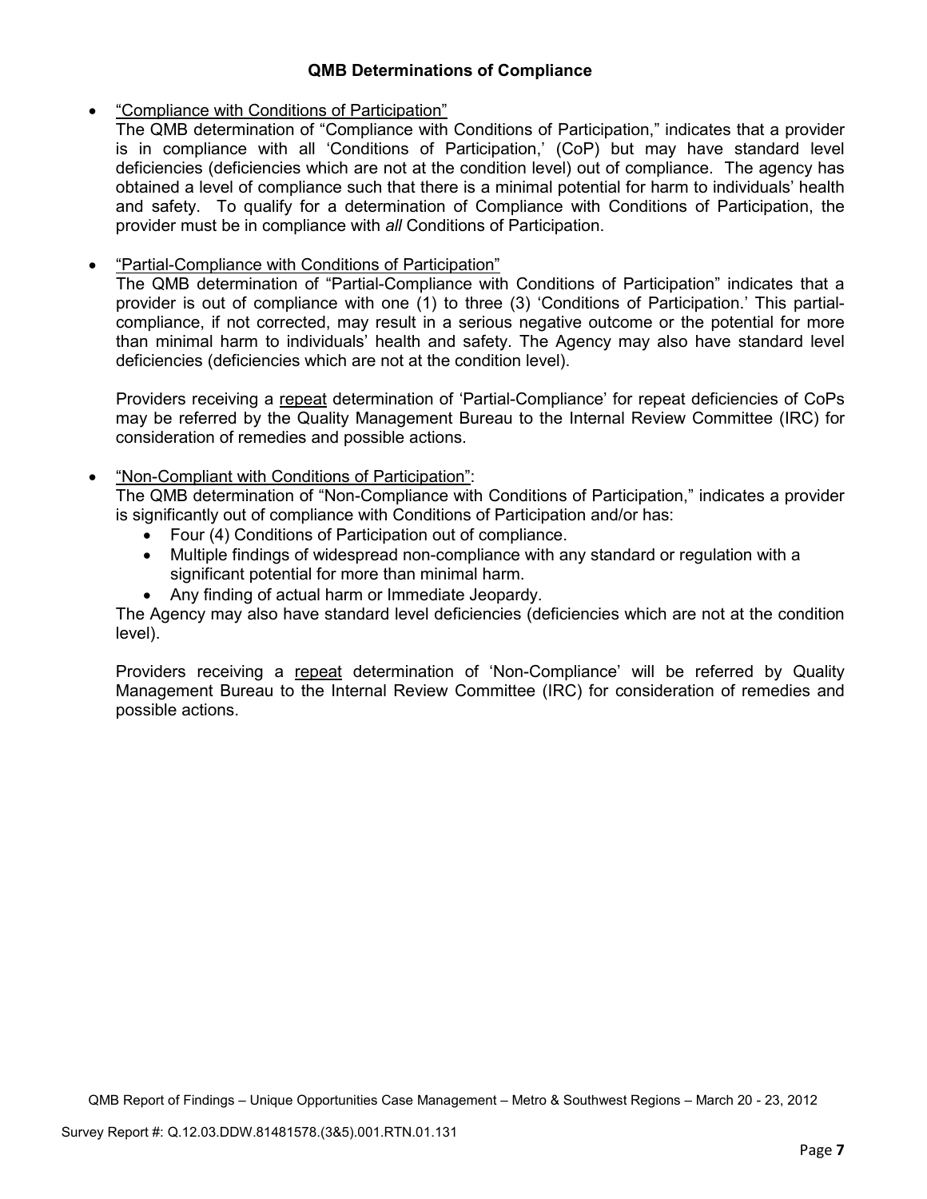### QMB Determinations of Compliance

- <u>"Compliance with Conditions of Participation"</u>
  The QMB determination of "Compliance with Conditions of Participation," indicates that a provider is in compliance with all 'Conditions of Participation,' (CoP) but may have standard level deficiencies (deficiencies which are not at the condition level) out of compliance. The agency has obtained a level of compliance such that there is a minimal potential for harm to individuals' health and safety. To qualify for a determination of Compliance with Conditions of Participation, the provider must be in compliance with *all* Conditions of Participation.

- <u>"Partial-Compliance with Conditions of Participation"</u>
  The QMB determination of "Partial-Compliance with Conditions of Participation" indicates that a provider is out of compliance with one (1) to three (3) 'Conditions of Participation.' This partial-compliance, if not corrected, may result in a serious negative outcome or the potential for more than minimal harm to individuals' health and safety. The Agency may also have standard level deficiencies (deficiencies which are not at the condition level).

  Providers receiving a <u>repeat</u> determination of 'Partial-Compliance' for repeat deficiencies of CoPs may be referred by the Quality Management Bureau to the Internal Review Committee (IRC) for consideration of remedies and possible actions.

- <u>"Non-Compliant with Conditions of Participation"</u>:
  The QMB determination of "Non-Compliance with Conditions of Participation," indicates a provider is significantly out of compliance with Conditions of Participation and/or has:
  - Four (4) Conditions of Participation out of compliance.
  - Multiple findings of widespread non-compliance with any standard or regulation with a significant potential for more than minimal harm.
  - Any finding of actual harm or Immediate Jeopardy.

  The Agency may also have standard level deficiencies (deficiencies which are not at the condition level).

  Providers receiving a <u>repeat</u> determination of 'Non-Compliance' will be referred by Quality Management Bureau to the Internal Review Committee (IRC) for consideration of remedies and possible actions.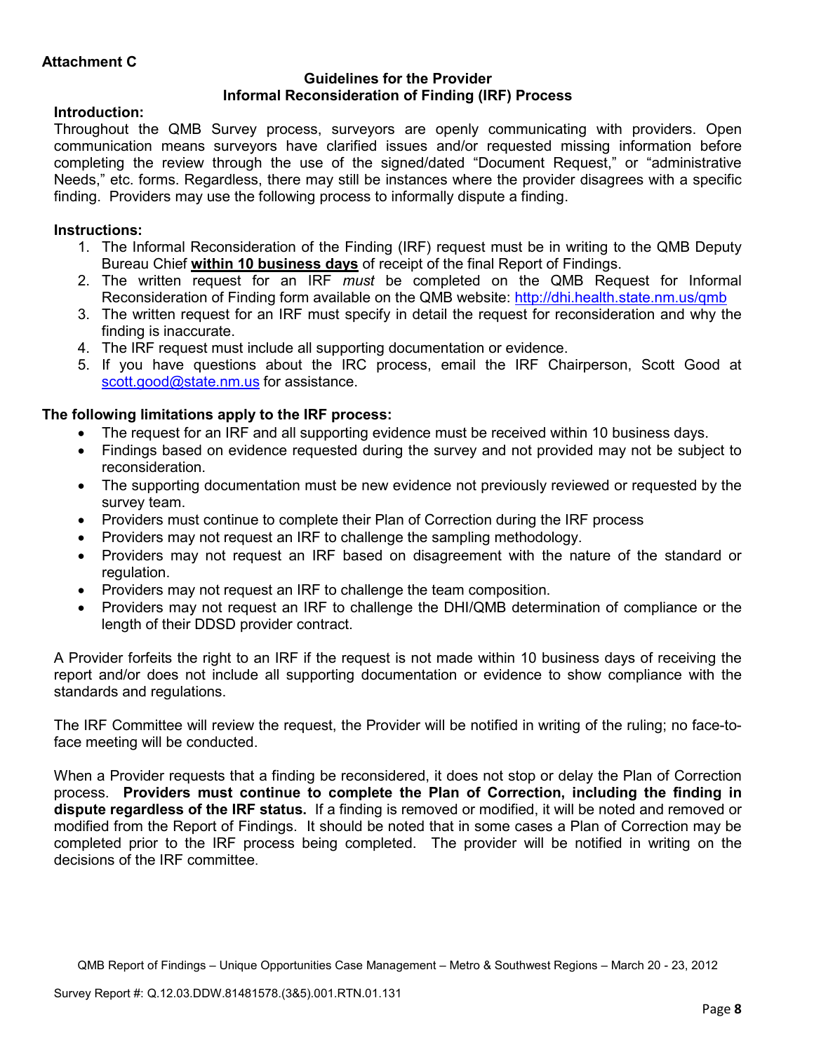**Attachment C**

### Guidelines for the Provider
### Informal Reconsideration of Finding (IRF) Process

**Introduction:**

Throughout the QMB Survey process, surveyors are openly communicating with providers. Open communication means surveyors have clarified issues and/or requested missing information before completing the review through the use of the signed/dated "Document Request," or "administrative Needs," etc. forms. Regardless, there may still be instances where the provider disagrees with a specific finding. Providers may use the following process to informally dispute a finding.

**Instructions:**

1. The Informal Reconsideration of the Finding (IRF) request must be in writing to the QMB Deputy Bureau Chief **within 10 business days** of receipt of the final Report of Findings.
2. The written request for an IRF *must* be completed on the QMB Request for Informal Reconsideration of Finding form available on the QMB website: http://dhi.health.state.nm.us/qmb
3. The written request for an IRF must specify in detail the request for reconsideration and why the finding is inaccurate.
4. The IRF request must include all supporting documentation or evidence.
5. If you have questions about the IRC process, email the IRF Chairperson, Scott Good at scott.good@state.nm.us for assistance.

**The following limitations apply to the IRF process:**

- The request for an IRF and all supporting evidence must be received within 10 business days.
- Findings based on evidence requested during the survey and not provided may not be subject to reconsideration.
- The supporting documentation must be new evidence not previously reviewed or requested by the survey team.
- Providers must continue to complete their Plan of Correction during the IRF process
- Providers may not request an IRF to challenge the sampling methodology.
- Providers may not request an IRF based on disagreement with the nature of the standard or regulation.
- Providers may not request an IRF to challenge the team composition.
- Providers may not request an IRF to challenge the DHI/QMB determination of compliance or the length of their DDSD provider contract.

A Provider forfeits the right to an IRF if the request is not made within 10 business days of receiving the report and/or does not include all supporting documentation or evidence to show compliance with the standards and regulations.

The IRF Committee will review the request, the Provider will be notified in writing of the ruling; no face-to-face meeting will be conducted.

When a Provider requests that a finding be reconsidered, it does not stop or delay the Plan of Correction process. **Providers must continue to complete the Plan of Correction, including the finding in dispute regardless of the IRF status.** If a finding is removed or modified, it will be noted and removed or modified from the Report of Findings. It should be noted that in some cases a Plan of Correction may be completed prior to the IRF process being completed. The provider will be notified in writing on the decisions of the IRF committee.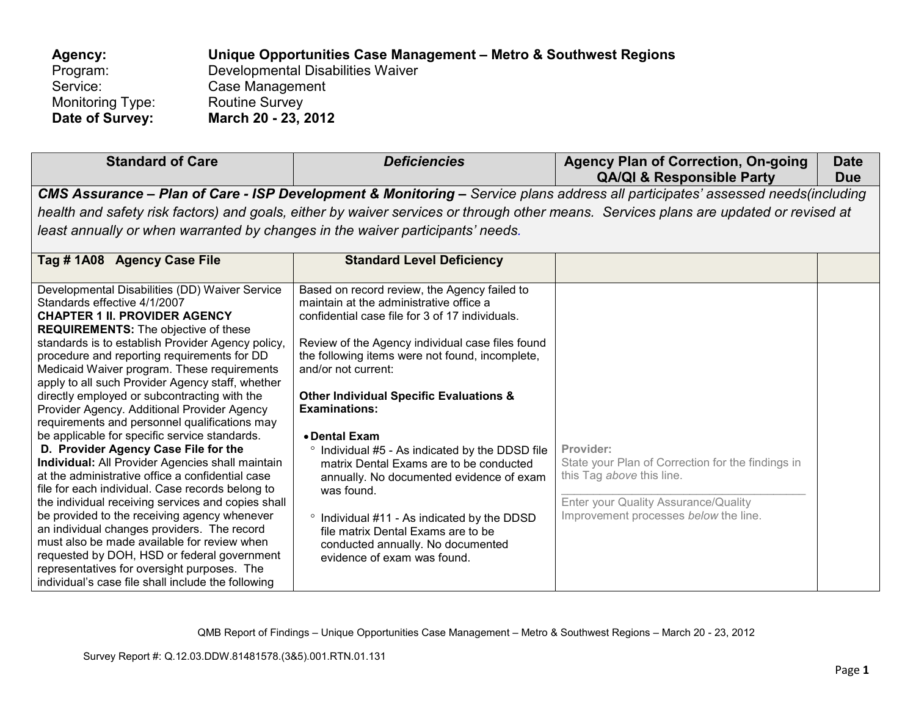| | | | |
|---|---|---|---|
| **Agency:** | **Unique Opportunities Case Management – Metro & Southwest Regions** | | |
| Program: | Developmental Disabilities Waiver | | |
| Service: | Case Management | | |
| Monitoring Type: | Routine Survey | | |
| **Date of Survey:** | **March 20 - 23, 2012** | | |

| **Standard of Care** | ***Deficiencies*** | **Agency Plan of Correction, On-going QA/QI & Responsible Party** | **Date Due** |
|---|---|---|---|
| ***CMS Assurance – Plan of Care - ISP Development & Monitoring –*** *Service plans address all participates' assessed needs(including health and safety risk factors) and goals, either by waiver services or through other means. Services plans are updated or revised at least annually or when warranted by changes in the waiver participants' needs.* | | | |
| **Tag # 1A08 Agency Case File** | **Standard Level Deficiency** | | |
| Developmental Disabilities (DD) Waiver Service Standards effective 4/1/2007<br>**CHAPTER 1 II. PROVIDER AGENCY REQUIREMENTS:** The objective of these standards is to establish Provider Agency policy, procedure and reporting requirements for DD Medicaid Waiver program. These requirements apply to all such Provider Agency staff, whether directly employed or subcontracting with the Provider Agency. Additional Provider Agency requirements and personnel qualifications may be applicable for specific service standards.<br>**D. Provider Agency Case File for the Individual:** All Provider Agencies shall maintain at the administrative office a confidential case file for each individual. Case records belong to the individual receiving services and copies shall be provided to the receiving agency whenever an individual changes providers. The record must also be made available for review when requested by DOH, HSD or federal government representatives for oversight purposes. The individual's case file shall include the following | Based on record review, the Agency failed to maintain at the administrative office a confidential case file for 3 of 17 individuals.<br><br>Review of the Agency individual case files found the following items were not found, incomplete, and/or not current:<br><br>**Other Individual Specific Evaluations & Examinations:**<br><br>• **Dental Exam**<br>° Individual #5 - As indicated by the DDSD file matrix Dental Exams are to be conducted annually. No documented evidence of exam was found.<br><br>° Individual #11 - As indicated by the DDSD file matrix Dental Exams are to be conducted annually. No documented evidence of exam was found. | **Provider:**<br>State your Plan of Correction for the findings in this Tag *above* this line.<br>\_\_\_\_\_\_\_\_\_\_\_\_\_\_\_\_\_\_\_\_\_\_\_\_\_\_\_\_\_\_\_\_\_\_\_\_<br>Enter your Quality Assurance/Quality Improvement processes *below* the line. | |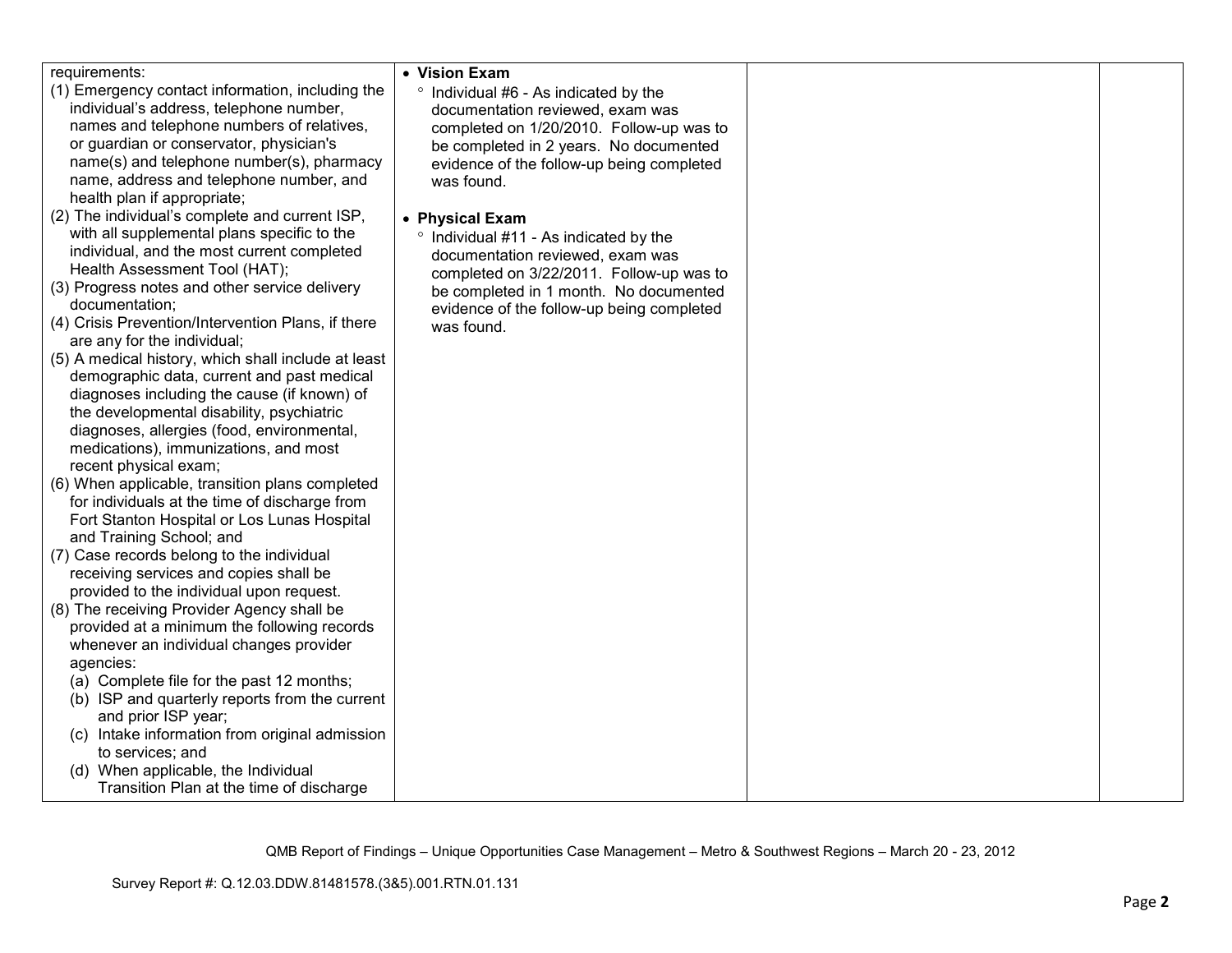| | | | |
|---|---|---|---|
| requirements:<br>(1) Emergency contact information, including the individual's address, telephone number, names and telephone numbers of relatives, or guardian or conservator, physician's name(s) and telephone number(s), pharmacy name, address and telephone number, and health plan if appropriate;<br>(2) The individual's complete and current ISP, with all supplemental plans specific to the individual, and the most current completed Health Assessment Tool (HAT);<br>(3) Progress notes and other service delivery documentation;<br>(4) Crisis Prevention/Intervention Plans, if there are any for the individual;<br>(5) A medical history, which shall include at least demographic data, current and past medical diagnoses including the cause (if known) of the developmental disability, psychiatric diagnoses, allergies (food, environmental, medications), immunizations, and most recent physical exam;<br>(6) When applicable, transition plans completed for individuals at the time of discharge from Fort Stanton Hospital or Los Lunas Hospital and Training School; and<br>(7) Case records belong to the individual receiving services and copies shall be provided to the individual upon request.<br>(8) The receiving Provider Agency shall be provided at a minimum the following records whenever an individual changes provider agencies:<br>(a) Complete file for the past 12 months;<br>(b) ISP and quarterly reports from the current and prior ISP year;<br>(c) Intake information from original admission to services; and<br>(d) When applicable, the Individual Transition Plan at the time of discharge | • **Vision Exam**<br>° Individual #6 - As indicated by the documentation reviewed, exam was completed on 1/20/2010. Follow-up was to be completed in 2 years. No documented evidence of the follow-up being completed was found.<br><br>• **Physical Exam**<br>° Individual #11 - As indicated by the documentation reviewed, exam was completed on 3/22/2011. Follow-up was to be completed in 1 month. No documented evidence of the follow-up being completed was found. | | |

QMB Report of Findings – Unique Opportunities Case Management – Metro & Southwest Regions – March 20 - 23, 2012

Survey Report #: Q.12.03.DDW.81481578.(3&5).001.RTN.01.131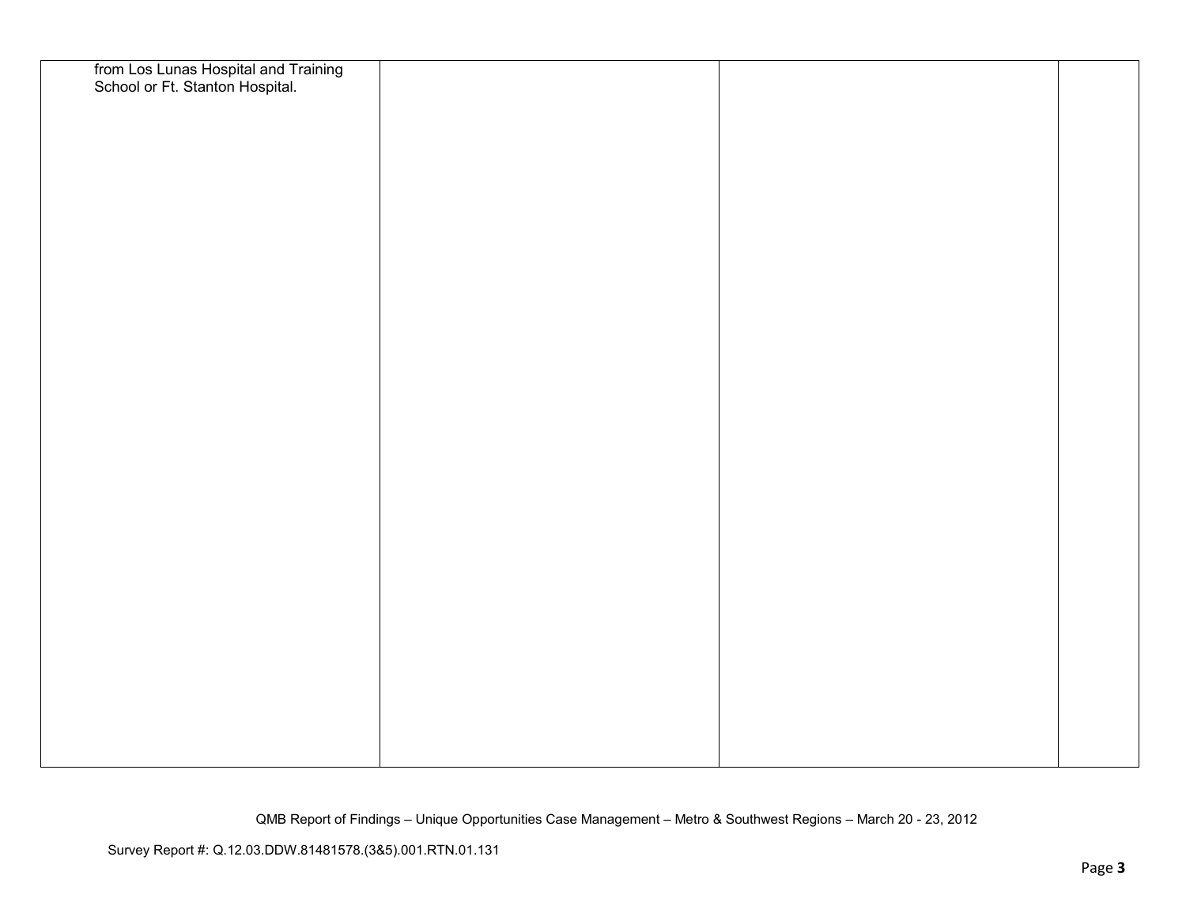| | | | |
|---|---|---|---|
| from Los Lunas Hospital and Training School or Ft. Stanton Hospital. | | | |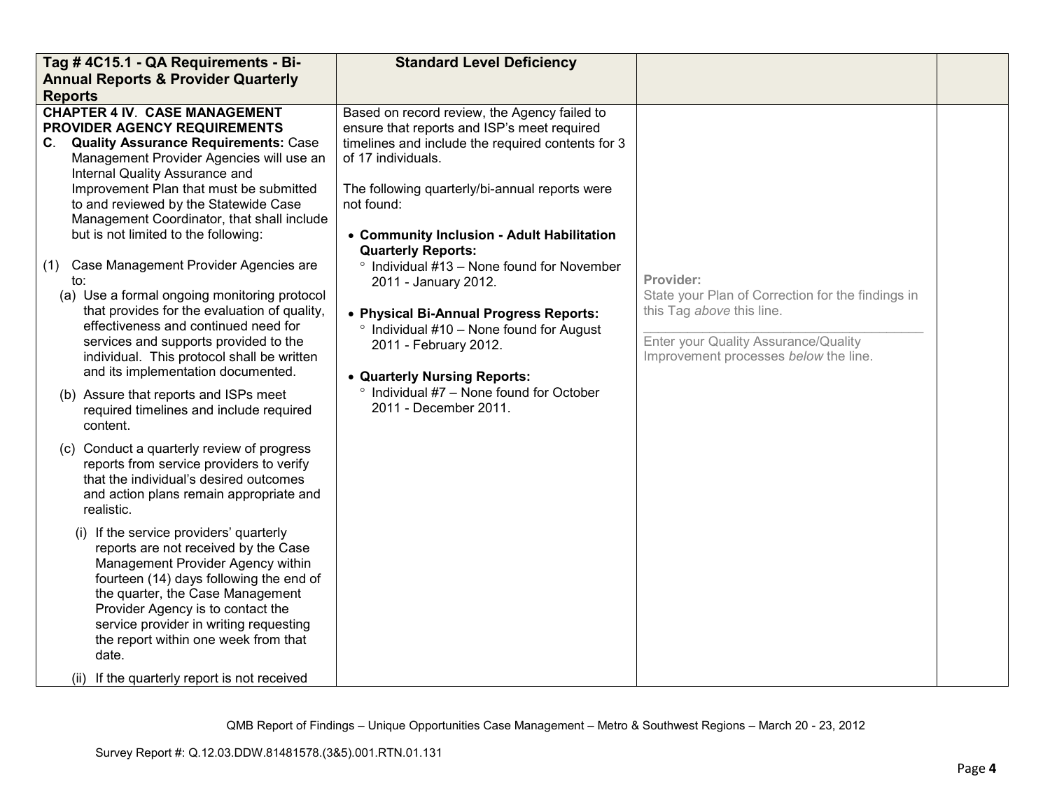| Tag # 4C15.1 - QA Requirements - Bi-Annual Reports & Provider Quarterly Reports | Standard Level Deficiency | | |
|---|---|---|---|
| **CHAPTER 4 IV. CASE MANAGEMENT PROVIDER AGENCY REQUIREMENTS**<br>**C. Quality Assurance Requirements:** Case Management Provider Agencies will use an Internal Quality Assurance and Improvement Plan that must be submitted to and reviewed by the Statewide Case Management Coordinator, that shall include but is not limited to the following:<br><br>(1) Case Management Provider Agencies are to:<br>(a) Use a formal ongoing monitoring protocol that provides for the evaluation of quality, effectiveness and continued need for services and supports provided to the individual. This protocol shall be written and its implementation documented.<br>(b) Assure that reports and ISPs meet required timelines and include required content.<br>(c) Conduct a quarterly review of progress reports from service providers to verify that the individual's desired outcomes and action plans remain appropriate and realistic.<br>(i) If the service providers' quarterly reports are not received by the Case Management Provider Agency within fourteen (14) days following the end of the quarter, the Case Management Provider Agency is to contact the service provider in writing requesting the report within one week from that date.<br>(ii) If the quarterly report is not received | Based on record review, the Agency failed to ensure that reports and ISP's meet required timelines and include the required contents for 3 of 17 individuals.<br><br>The following quarterly/bi-annual reports were not found:<br><br>• **Community Inclusion - Adult Habilitation Quarterly Reports:**<br>° Individual #13 – None found for November 2011 - January 2012.<br><br>• **Physical Bi-Annual Progress Reports:**<br>° Individual #10 – None found for August 2011 - February 2012.<br><br>• **Quarterly Nursing Reports:**<br>° Individual #7 – None found for October 2011 - December 2011. | **Provider:**<br>State your Plan of Correction for the findings in this Tag *above* this line.<br>\_\_\_\_\_\_\_\_\_\_\_\_\_\_\_\_\_\_\_\_\_\_\_\_\_\_\_\_\_\_\_\_\_\_\_\_\_\_\_\_<br>Enter your Quality Assurance/Quality Improvement processes *below* the line. | |

QMB Report of Findings – Unique Opportunities Case Management – Metro & Southwest Regions – March 20 - 23, 2012

Survey Report #: Q.12.03.DDW.81481578.(3&5).001.RTN.01.131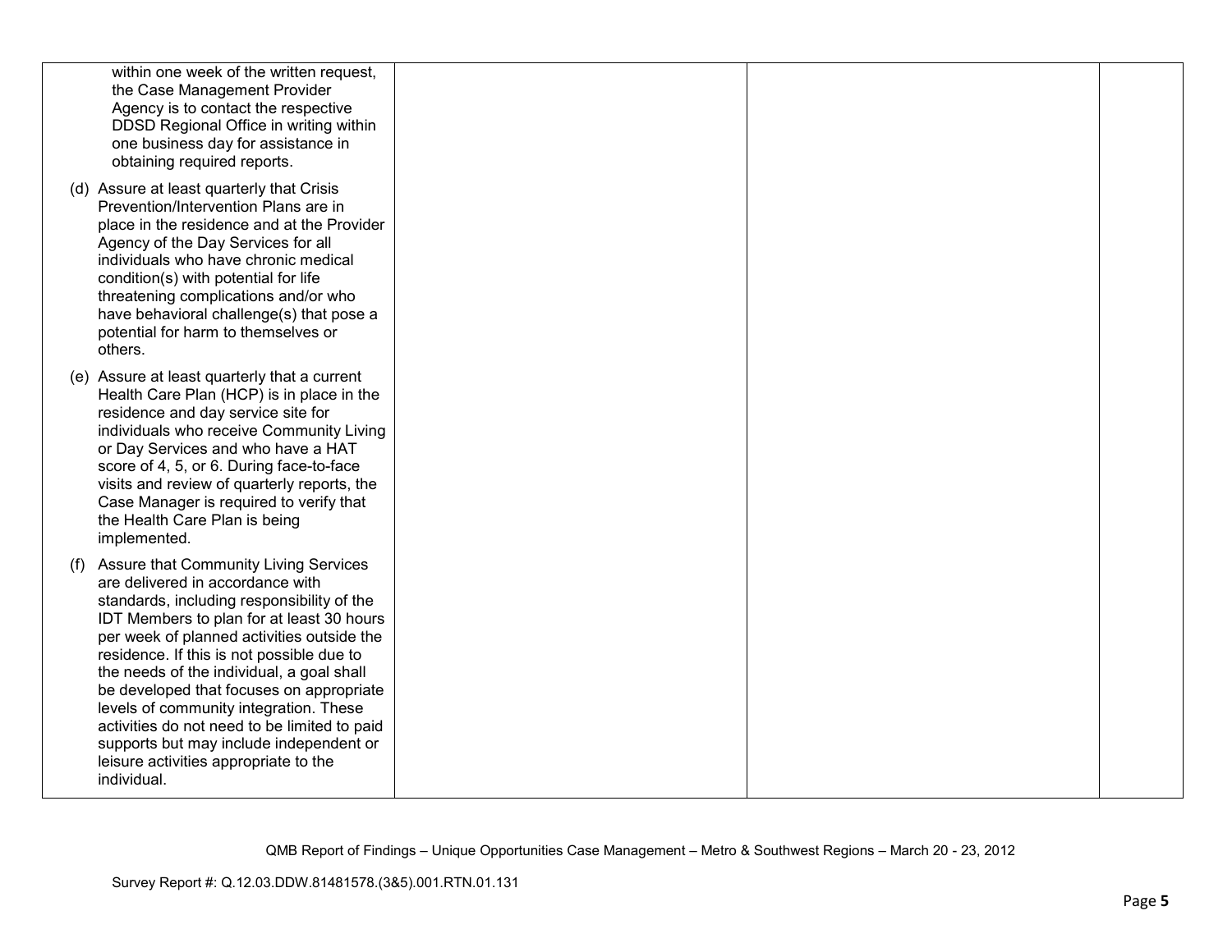| | | | |
|---|---|---|---|
| within one week of the written request, the Case Management Provider Agency is to contact the respective DDSD Regional Office in writing within one business day for assistance in obtaining required reports.<br><br>(d) Assure at least quarterly that Crisis Prevention/Intervention Plans are in place in the residence and at the Provider Agency of the Day Services for all individuals who have chronic medical condition(s) with potential for life threatening complications and/or who have behavioral challenge(s) that pose a potential for harm to themselves or others.<br><br>(e) Assure at least quarterly that a current Health Care Plan (HCP) is in place in the residence and day service site for individuals who receive Community Living or Day Services and who have a HAT score of 4, 5, or 6. During face-to-face visits and review of quarterly reports, the Case Manager is required to verify that the Health Care Plan is being implemented.<br><br>(f) Assure that Community Living Services are delivered in accordance with standards, including responsibility of the IDT Members to plan for at least 30 hours per week of planned activities outside the residence. If this is not possible due to the needs of the individual, a goal shall be developed that focuses on appropriate levels of community integration. These activities do not need to be limited to paid supports but may include independent or leisure activities appropriate to the individual. | | | |

QMB Report of Findings – Unique Opportunities Case Management – Metro & Southwest Regions – March 20 - 23, 2012

Survey Report #: Q.12.03.DDW.81481578.(3&5).001.RTN.01.131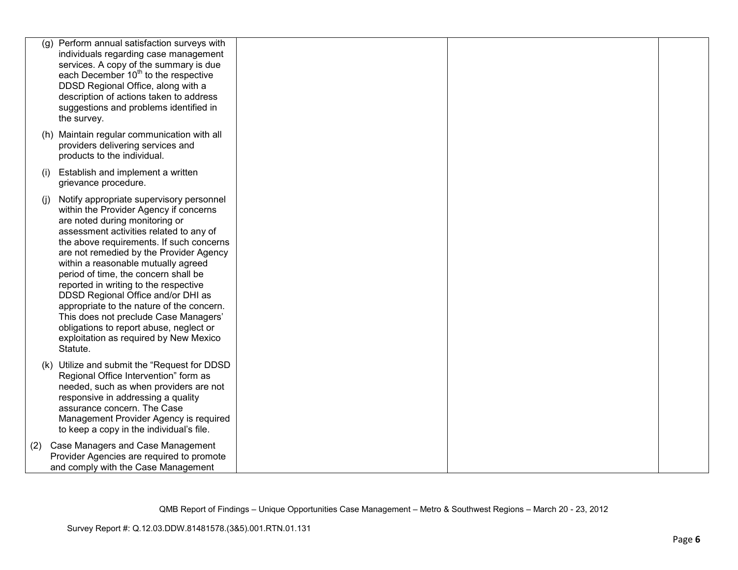| | | | |
|---|---|---|---|
| (g) Perform annual satisfaction surveys with individuals regarding case management services. A copy of the summary is due each December 10th to the respective DDSD Regional Office, along with a description of actions taken to address suggestions and problems identified in the survey.<br><br>(h) Maintain regular communication with all providers delivering services and products to the individual.<br><br>(i) Establish and implement a written grievance procedure.<br><br>(j) Notify appropriate supervisory personnel within the Provider Agency if concerns are noted during monitoring or assessment activities related to any of the above requirements. If such concerns are not remedied by the Provider Agency within a reasonable mutually agreed period of time, the concern shall be reported in writing to the respective DDSD Regional Office and/or DHI as appropriate to the nature of the concern. This does not preclude Case Managers' obligations to report abuse, neglect or exploitation as required by New Mexico Statute.<br><br>(k) Utilize and submit the "Request for DDSD Regional Office Intervention" form as needed, such as when providers are not responsive in addressing a quality assurance concern. The Case Management Provider Agency is required to keep a copy in the individual's file.<br><br>(2) Case Managers and Case Management Provider Agencies are required to promote and comply with the Case Management | | | |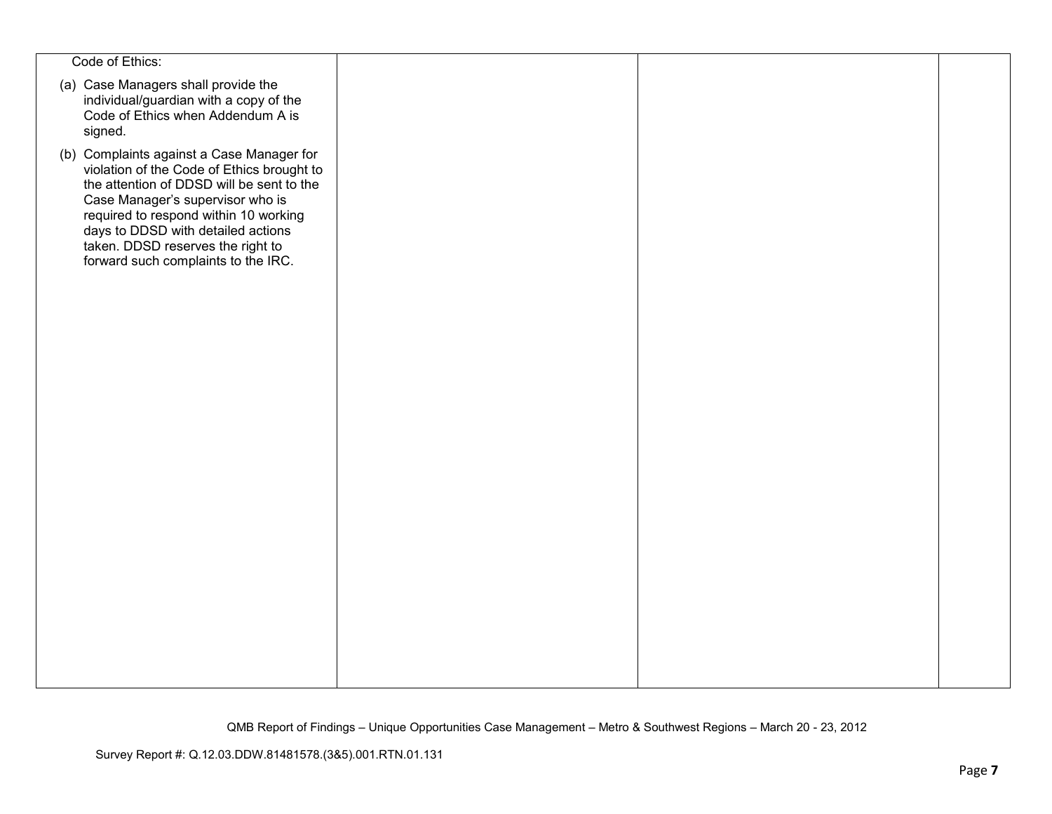| | | | |
|---|---|---|---|
| Code of Ethics:<br><br>(a) Case Managers shall provide the individual/guardian with a copy of the Code of Ethics when Addendum A is signed.<br><br>(b) Complaints against a Case Manager for violation of the Code of Ethics brought to the attention of DDSD will be sent to the Case Manager's supervisor who is required to respond within 10 working days to DDSD with detailed actions taken. DDSD reserves the right to forward such complaints to the IRC. | | | |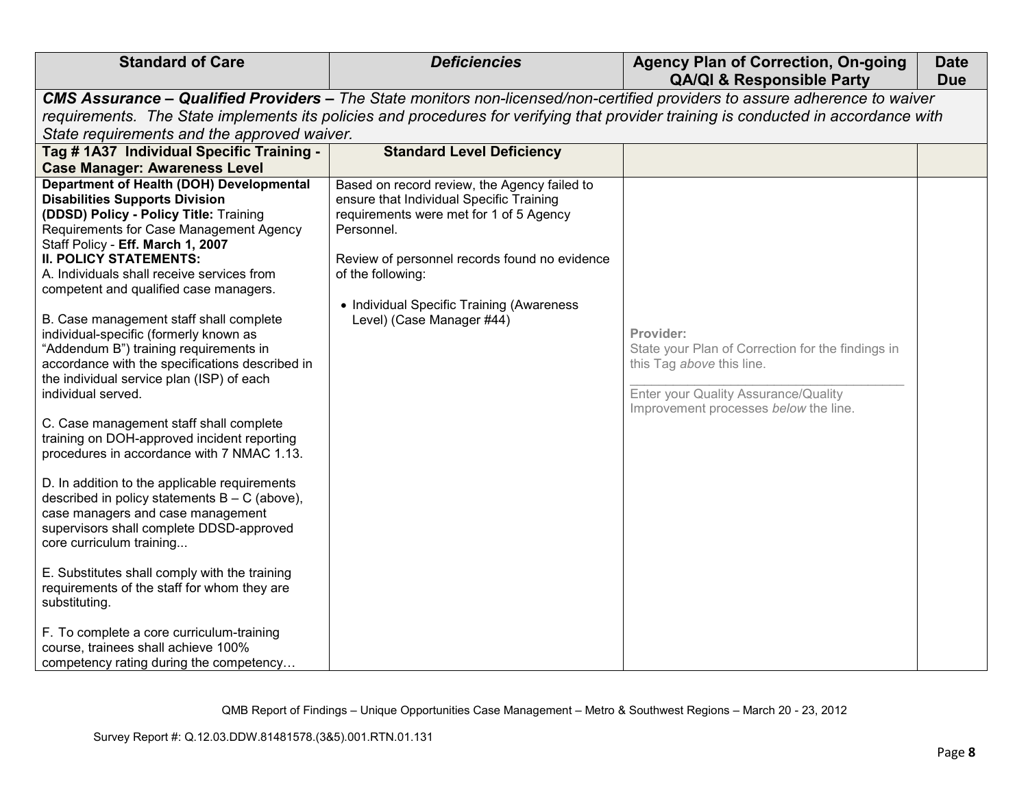| Standard of Care | *Deficiencies* | Agency Plan of Correction, On-going QA/QI & Responsible Party | Date Due |
|---|---|---|---|
| ***CMS Assurance – Qualified Providers –*** *The State monitors non-licensed/non-certified providers to assure adherence to waiver requirements. The State implements its policies and procedures for verifying that provider training is conducted in accordance with State requirements and the approved waiver.* | | | |
| **Tag # 1A37 Individual Specific Training - Case Manager: Awareness Level** | **Standard Level Deficiency** | | |
| **Department of Health (DOH) Developmental Disabilities Supports Division (DDSD) Policy - Policy Title:** Training Requirements for Case Management Agency Staff Policy - **Eff. March 1, 2007**<br>**II. POLICY STATEMENTS:**<br>A. Individuals shall receive services from competent and qualified case managers.<br><br>B. Case management staff shall complete individual-specific (formerly known as "Addendum B") training requirements in accordance with the specifications described in the individual service plan (ISP) of each individual served.<br><br>C. Case management staff shall complete training on DOH-approved incident reporting procedures in accordance with 7 NMAC 1.13.<br><br>D. In addition to the applicable requirements described in policy statements B – C (above), case managers and case management supervisors shall complete DDSD-approved core curriculum training...<br><br>E. Substitutes shall comply with the training requirements of the staff for whom they are substituting.<br><br>F. To complete a core curriculum-training course, trainees shall achieve 100% competency rating during the competency… | Based on record review, the Agency failed to ensure that Individual Specific Training requirements were met for 1 of 5 Agency Personnel.<br><br>Review of personnel records found no evidence of the following:<br><br>• Individual Specific Training (Awareness Level) (Case Manager #44) | Provider:<br>State your Plan of Correction for the findings in this Tag *above* this line.<br>\_\_\_\_\_\_\_\_\_\_\_\_\_\_\_\_\_\_\_\_\_\_\_\_\_\_\_\_\_\_\_\_<br>Enter your Quality Assurance/Quality Improvement processes *below* the line. | |

QMB Report of Findings – Unique Opportunities Case Management – Metro & Southwest Regions – March 20 - 23, 2012

Survey Report #: Q.12.03.DDW.81481578.(3&5).001.RTN.01.131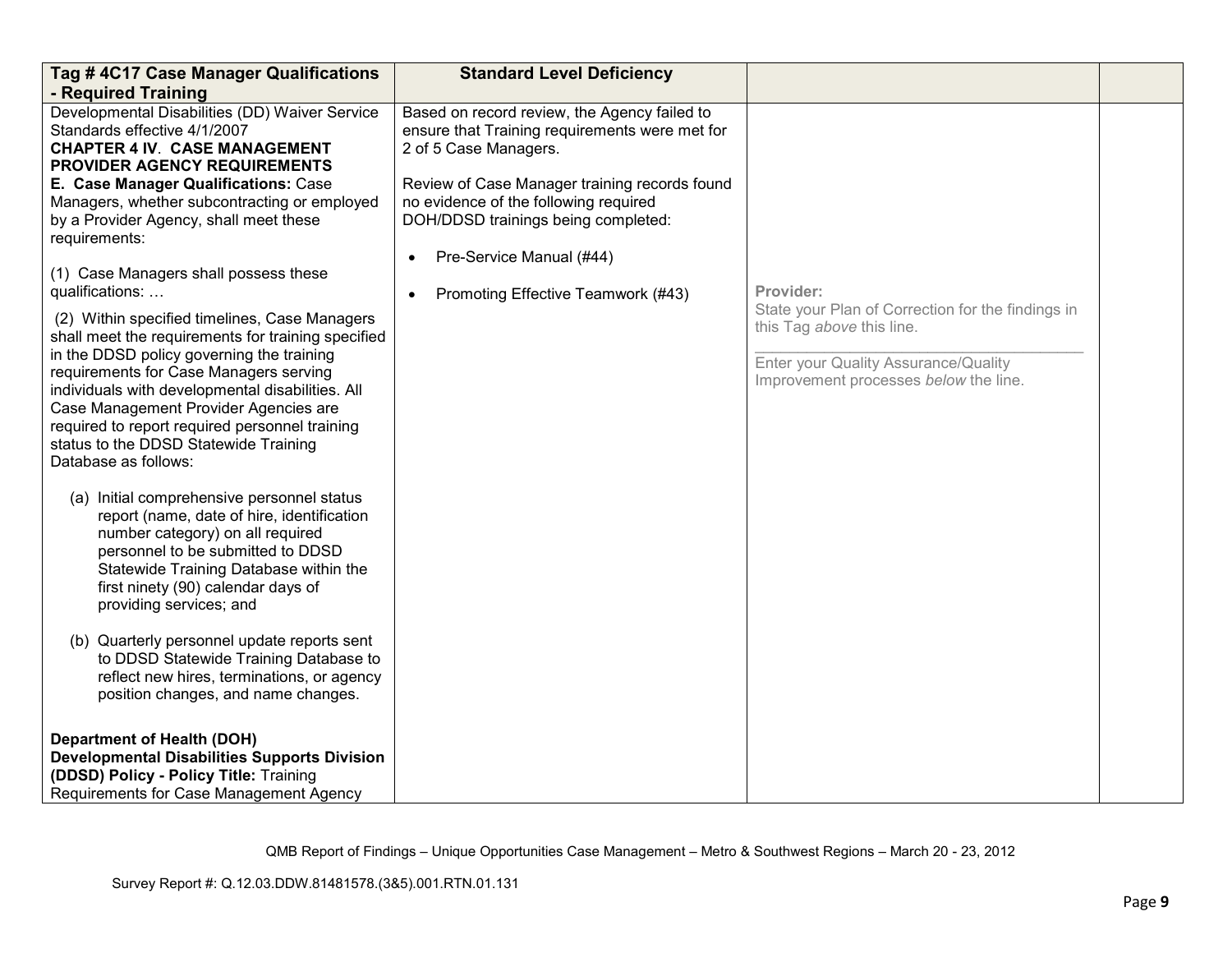| Tag # 4C17 Case Manager Qualifications - Required Training | Standard Level Deficiency | | |
|---|---|---|---|
| Developmental Disabilities (DD) Waiver Service Standards effective 4/1/2007<br>**CHAPTER 4 IV. CASE MANAGEMENT PROVIDER AGENCY REQUIREMENTS**<br>**E. Case Manager Qualifications:** Case Managers, whether subcontracting or employed by a Provider Agency, shall meet these requirements:<br><br>(1) Case Managers shall possess these qualifications: …<br><br>(2) Within specified timelines, Case Managers shall meet the requirements for training specified in the DDSD policy governing the training requirements for Case Managers serving individuals with developmental disabilities. All Case Management Provider Agencies are required to report required personnel training status to the DDSD Statewide Training Database as follows:<br><br>(a) Initial comprehensive personnel status report (name, date of hire, identification number category) on all required personnel to be submitted to DDSD Statewide Training Database within the first ninety (90) calendar days of providing services; and<br><br>(b) Quarterly personnel update reports sent to DDSD Statewide Training Database to reflect new hires, terminations, or agency position changes, and name changes.<br><br>**Department of Health (DOH) Developmental Disabilities Supports Division (DDSD) Policy - Policy Title:** Training Requirements for Case Management Agency | Based on record review, the Agency failed to ensure that Training requirements were met for 2 of 5 Case Managers.<br><br>Review of Case Manager training records found no evidence of the following required DOH/DDSD trainings being completed:<br><br>• Pre-Service Manual (#44)<br><br>• Promoting Effective Teamwork (#43) | **Provider:**<br>State your Plan of Correction for the findings in this Tag *above* this line.<br>\_\_\_\_\_\_\_\_\_\_\_\_\_\_\_\_\_\_\_\_\_\_\_\_\_\_\_\_\_\_\_\_\_\_\_\_\_\_<br>Enter your Quality Assurance/Quality Improvement processes *below* the line. | |

QMB Report of Findings – Unique Opportunities Case Management – Metro & Southwest Regions – March 20 - 23, 2012

Survey Report #: Q.12.03.DDW.81481578.(3&5).001.RTN.01.131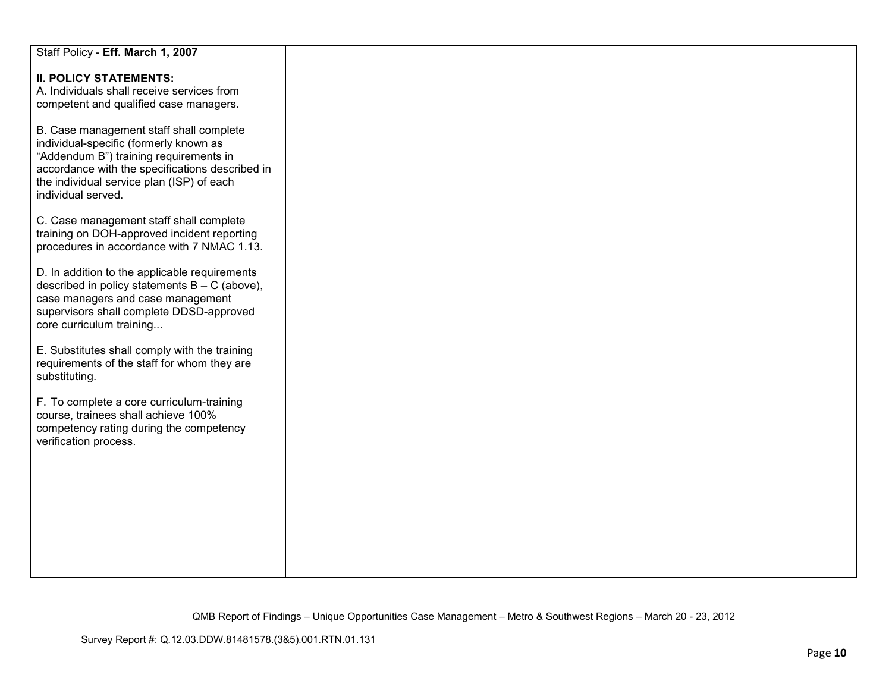| | | | |
|---|---|---|---|
| Staff Policy - **Eff. March 1, 2007**<br><br>**II. POLICY STATEMENTS:**<br>A. Individuals shall receive services from competent and qualified case managers.<br><br>B. Case management staff shall complete individual-specific (formerly known as "Addendum B") training requirements in accordance with the specifications described in the individual service plan (ISP) of each individual served.<br><br>C. Case management staff shall complete training on DOH-approved incident reporting procedures in accordance with 7 NMAC 1.13.<br><br>D. In addition to the applicable requirements described in policy statements B – C (above), case managers and case management supervisors shall complete DDSD-approved core curriculum training...<br><br>E. Substitutes shall comply with the training requirements of the staff for whom they are substituting.<br><br>F. To complete a core curriculum-training course, trainees shall achieve 100% competency rating during the competency verification process. | | | |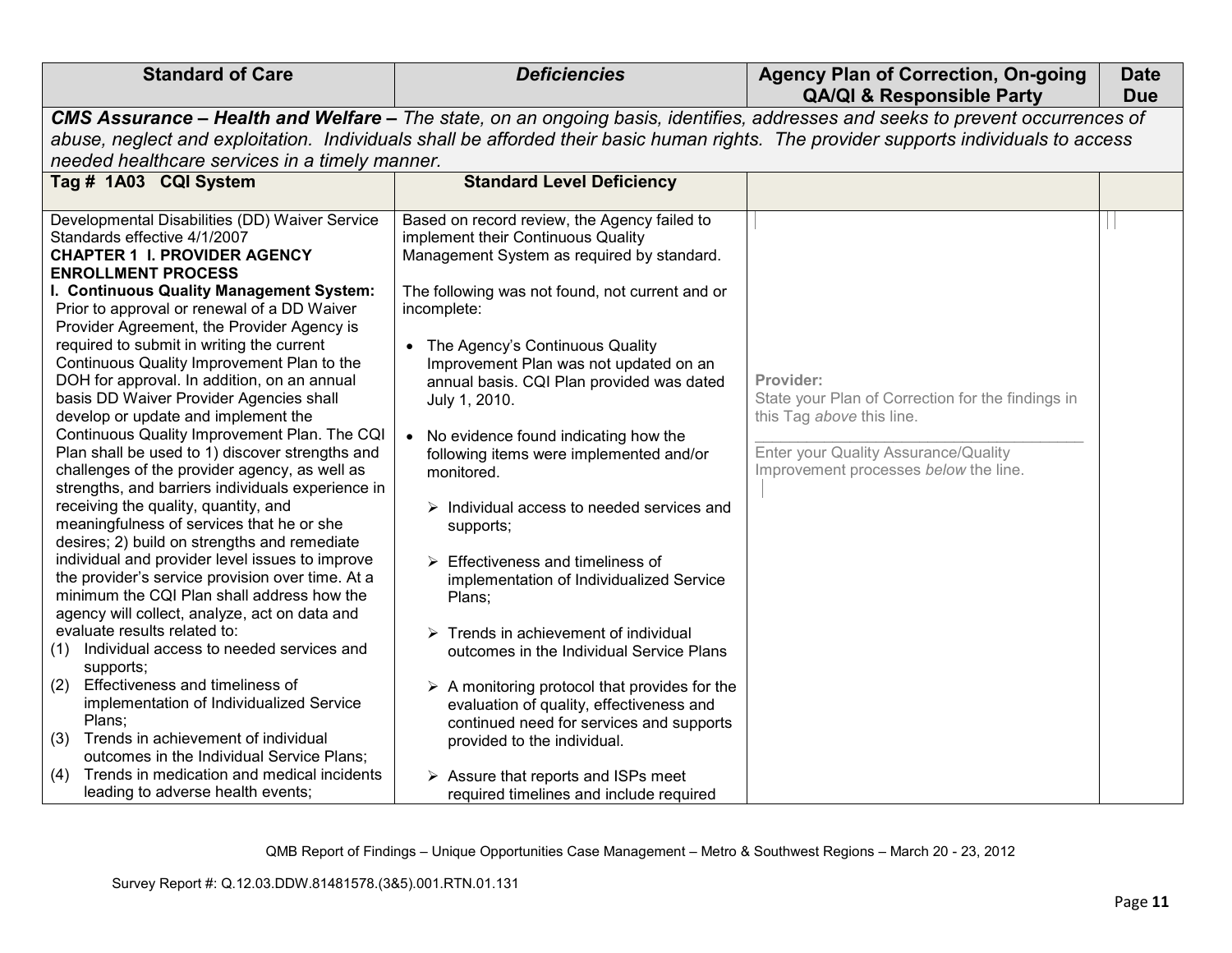| Standard of Care | *Deficiencies* | Agency Plan of Correction, On-going QA/QI & Responsible Party | Date Due |
|---|---|---|---|
| ***CMS Assurance – Health and Welfare –*** *The state, on an ongoing basis, identifies, addresses and seeks to prevent occurrences of abuse, neglect and exploitation. Individuals shall be afforded their basic human rights. The provider supports individuals to access needed healthcare services in a timely manner.* | | | |
| **Tag # 1A03 CQI System** | **Standard Level Deficiency** | | |
| Developmental Disabilities (DD) Waiver Service Standards effective 4/1/2007<br>**CHAPTER 1 I. PROVIDER AGENCY ENROLLMENT PROCESS**<br>**I. Continuous Quality Management System:** Prior to approval or renewal of a DD Waiver Provider Agreement, the Provider Agency is required to submit in writing the current Continuous Quality Improvement Plan to the DOH for approval. In addition, on an annual basis DD Waiver Provider Agencies shall develop or update and implement the Continuous Quality Improvement Plan. The CQI Plan shall be used to 1) discover strengths and challenges of the provider agency, as well as strengths, and barriers individuals experience in receiving the quality, quantity, and meaningfulness of services that he or she desires; 2) build on strengths and remediate individual and provider level issues to improve the provider's service provision over time. At a minimum the CQI Plan shall address how the agency will collect, analyze, act on data and evaluate results related to:<br>(1) Individual access to needed services and supports;<br>(2) Effectiveness and timeliness of implementation of Individualized Service Plans;<br>(3) Trends in achievement of individual outcomes in the Individual Service Plans;<br>(4) Trends in medication and medical incidents leading to adverse health events; | Based on record review, the Agency failed to implement their Continuous Quality Management System as required by standard.<br><br>The following was not found, not current and or incomplete:<br><br>• The Agency's Continuous Quality Improvement Plan was not updated on an annual basis. CQI Plan provided was dated July 1, 2010.<br><br>• No evidence found indicating how the following items were implemented and/or monitored.<br><br>➢ Individual access to needed services and supports;<br><br>➢ Effectiveness and timeliness of implementation of Individualized Service Plans;<br><br>➢ Trends in achievement of individual outcomes in the Individual Service Plans<br><br>➢ A monitoring protocol that provides for the evaluation of quality, effectiveness and continued need for services and supports provided to the individual.<br><br>➢ Assure that reports and ISPs meet required timelines and include required | **Provider:**<br>State your Plan of Correction for the findings in this Tag *above* this line.<br>\_\_\_\_\_\_\_\_\_\_\_\_\_\_\_\_\_\_\_\_\_\_\_\_\_\_\_\_\_\_\_\_<br>Enter your Quality Assurance/Quality Improvement processes *below* the line. | |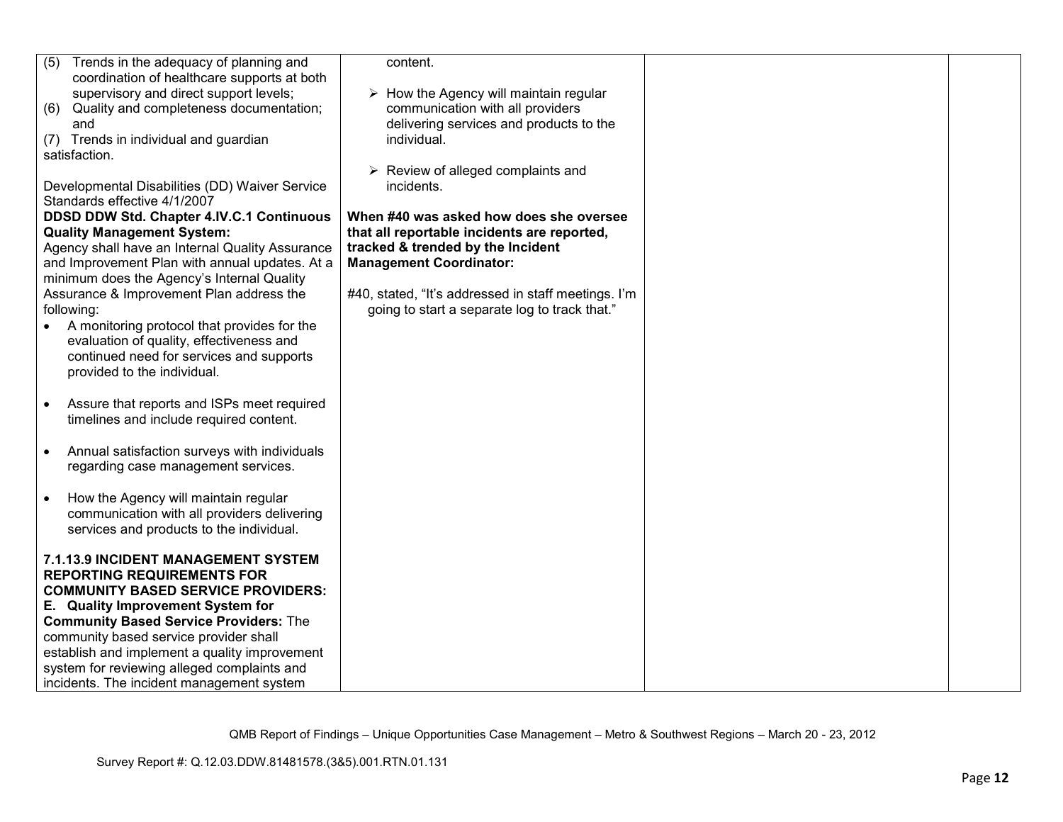| | | | |
|---|---|---|---|
| (5) Trends in the adequacy of planning and coordination of healthcare supports at both supervisory and direct support levels;<br>(6) Quality and completeness documentation; and<br>(7) Trends in individual and guardian satisfaction.<br><br>Developmental Disabilities (DD) Waiver Service Standards effective 4/1/2007<br>**DDSD DDW Std. Chapter 4.IV.C.1 Continuous Quality Management System:**<br>Agency shall have an Internal Quality Assurance and Improvement Plan with annual updates. At a minimum does the Agency's Internal Quality Assurance & Improvement Plan address the following:<br>• A monitoring protocol that provides for the evaluation of quality, effectiveness and continued need for services and supports provided to the individual.<br><br>• Assure that reports and ISPs meet required timelines and include required content.<br><br>• Annual satisfaction surveys with individuals regarding case management services.<br><br>• How the Agency will maintain regular communication with all providers delivering services and products to the individual.<br><br>**7.1.13.9 INCIDENT MANAGEMENT SYSTEM REPORTING REQUIREMENTS FOR COMMUNITY BASED SERVICE PROVIDERS:**<br>**E. Quality Improvement System for Community Based Service Providers:** The community based service provider shall establish and implement a quality improvement system for reviewing alleged complaints and incidents. The incident management system | content.<br><br>➢ How the Agency will maintain regular communication with all providers delivering services and products to the individual.<br><br>➢ Review of alleged complaints and incidents.<br><br>**When #40 was asked how does she oversee that all reportable incidents are reported, tracked & trended by the Incident Management Coordinator:**<br><br>#40, stated, "It's addressed in staff meetings. I'm going to start a separate log to track that." | | |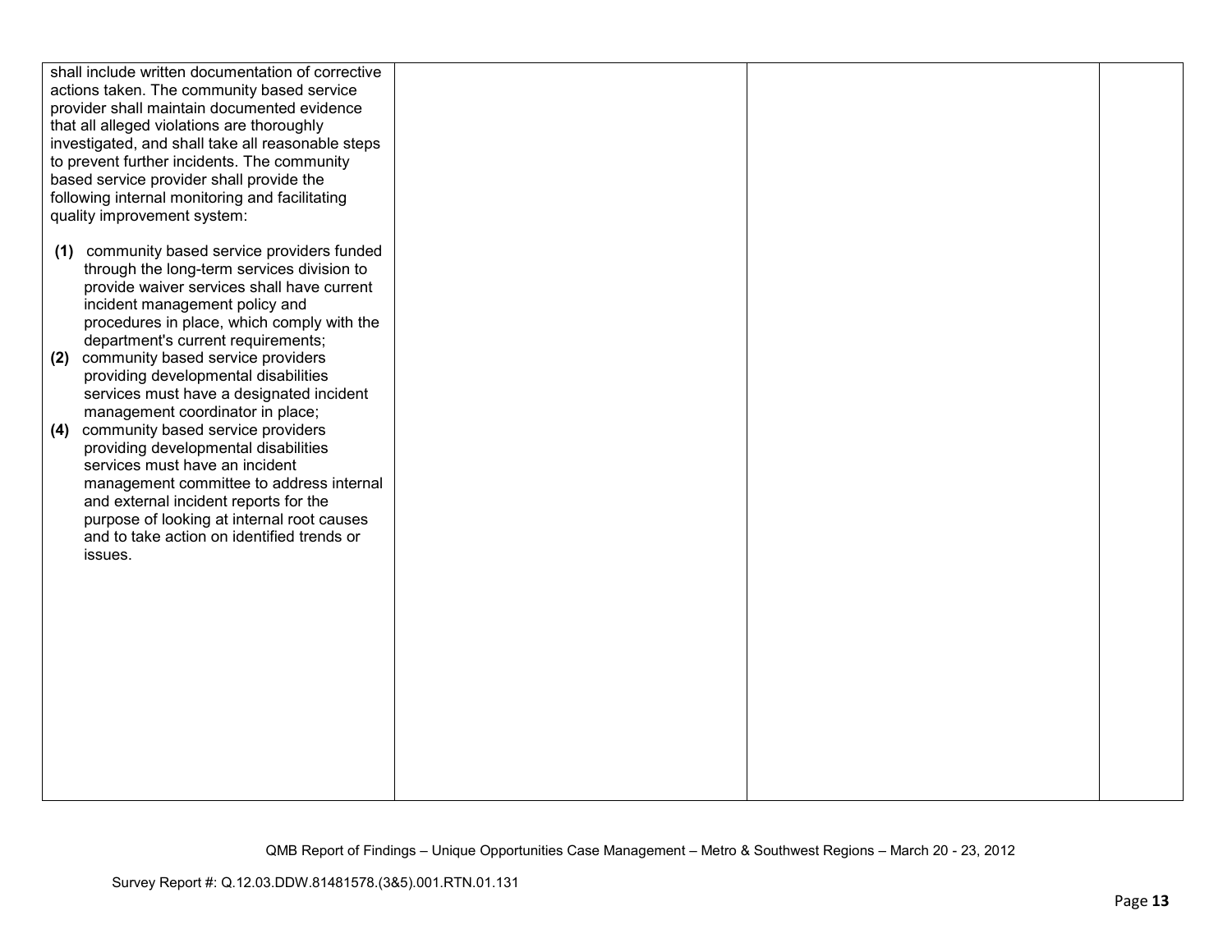| | | | |
|---|---|---|---|
| shall include written documentation of corrective actions taken. The community based service provider shall maintain documented evidence that all alleged violations are thoroughly investigated, and shall take all reasonable steps to prevent further incidents. The community based service provider shall provide the following internal monitoring and facilitating quality improvement system:<br><br>**(1)** community based service providers funded through the long-term services division to provide waiver services shall have current incident management policy and procedures in place, which comply with the department's current requirements;<br>**(2)** community based service providers providing developmental disabilities services must have a designated incident management coordinator in place;<br>**(4)** community based service providers providing developmental disabilities services must have an incident management committee to address internal and external incident reports for the purpose of looking at internal root causes and to take action on identified trends or issues. | | | |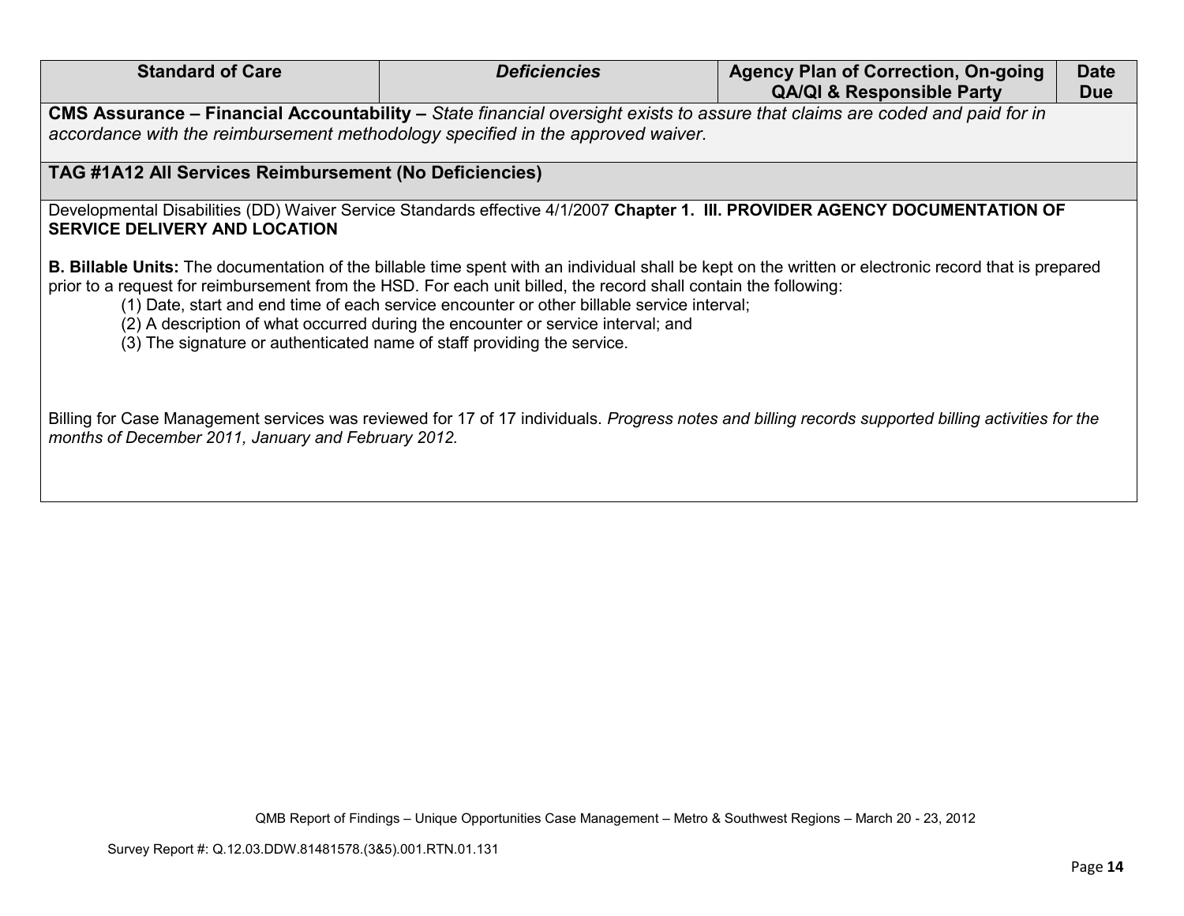| Standard of Care | *Deficiencies* | Agency Plan of Correction, On-going QA/QI & Responsible Party | Date Due |
| --- | --- | --- | --- |
| **CMS Assurance – Financial Accountability –** *State financial oversight exists to assure that claims are coded and paid for in accordance with the reimbursement methodology specified in the approved waiver*. | | | |
| **TAG #1A12 All Services Reimbursement (No Deficiencies)** | | | |
| Developmental Disabilities (DD) Waiver Service Standards effective 4/1/2007 **Chapter 1. III. PROVIDER AGENCY DOCUMENTATION OF SERVICE DELIVERY AND LOCATION**<br><br>**B. Billable Units:** The documentation of the billable time spent with an individual shall be kept on the written or electronic record that is prepared prior to a request for reimbursement from the HSD. For each unit billed, the record shall contain the following:<br>(1) Date, start and end time of each service encounter or other billable service interval;<br>(2) A description of what occurred during the encounter or service interval; and<br>(3) The signature or authenticated name of staff providing the service.<br><br>Billing for Case Management services was reviewed for 17 of 17 individuals. *Progress notes and billing records supported billing activities for the months of December 2011, January and February 2012.* | | | |

QMB Report of Findings – Unique Opportunities Case Management – Metro & Southwest Regions – March 20 - 23, 2012

Survey Report #: Q.12.03.DDW.81481578.(3&5).001.RTN.01.131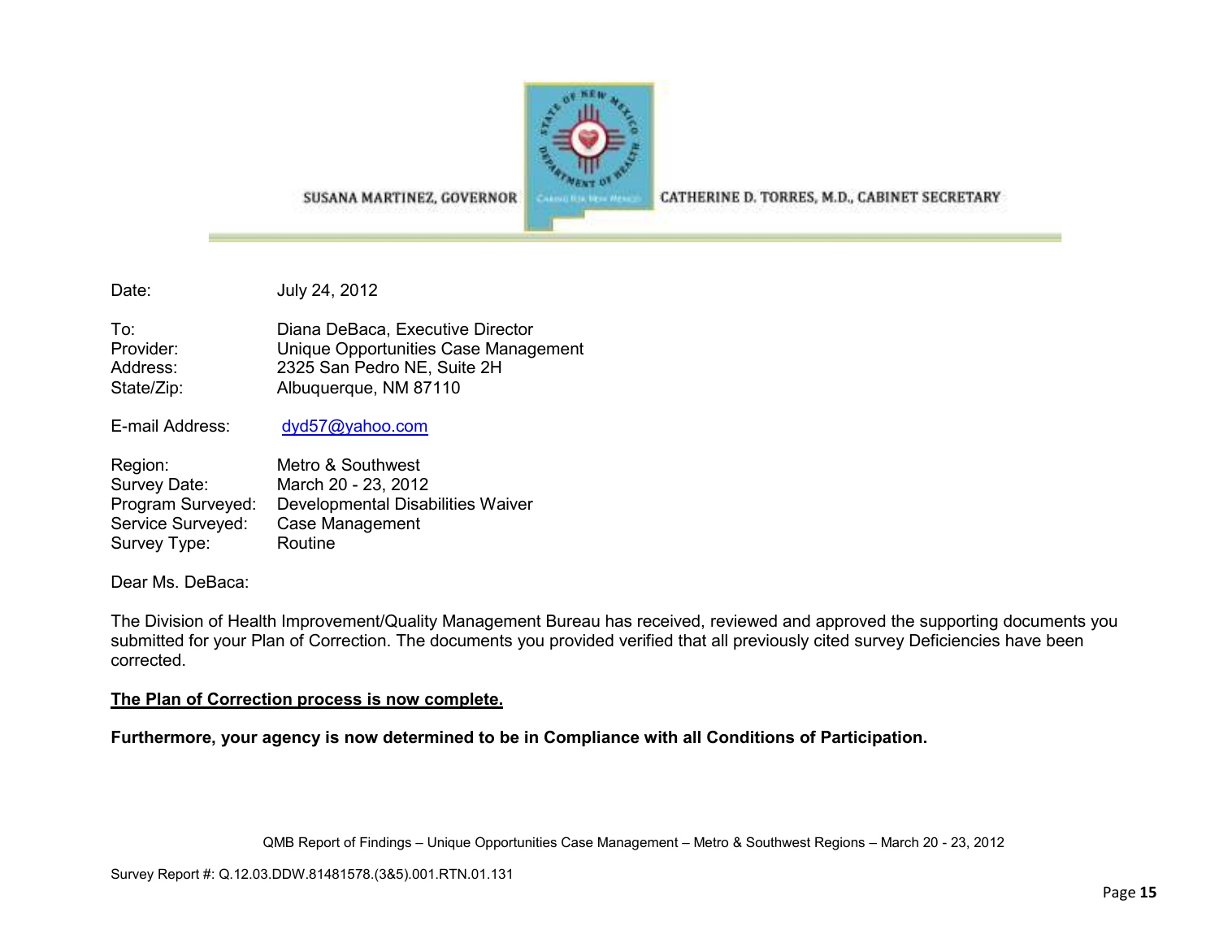SUSANA MARTINEZ, GOVERNOR

CATHERINE D. TORRES, M.D., CABINET SECRETARY

Date: July 24, 2012

To: Diana DeBaca, Executive Director
Provider: Unique Opportunities Case Management
Address: 2325 San Pedro NE, Suite 2H
State/Zip: Albuquerque, NM 87110

E-mail Address: dyd57@yahoo.com

Region: Metro & Southwest
Survey Date: March 20 - 23, 2012
Program Surveyed: Developmental Disabilities Waiver
Service Surveyed: Case Management
Survey Type: Routine

Dear Ms. DeBaca:

The Division of Health Improvement/Quality Management Bureau has received, reviewed and approved the supporting documents you submitted for your Plan of Correction. The documents you provided verified that all previously cited survey Deficiencies have been corrected.

**The Plan of Correction process is now complete.**

**Furthermore, your agency is now determined to be in Compliance with all Conditions of Participation.**

Survey Report #: Q.12.03.DDW.81481578.(3&5).001.RTN.01.131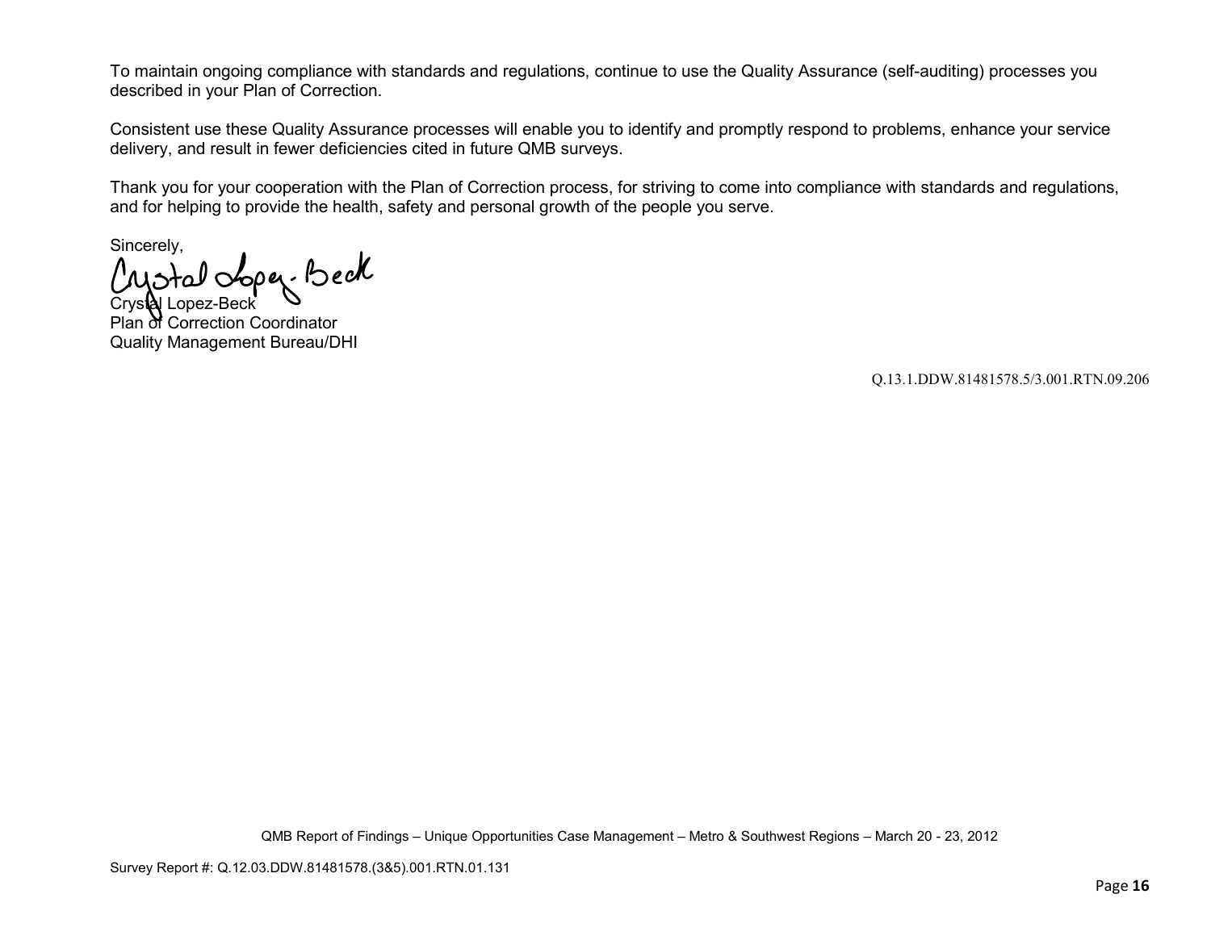To maintain ongoing compliance with standards and regulations, continue to use the Quality Assurance (self-auditing) processes you described in your Plan of Correction.

Consistent use these Quality Assurance processes will enable you to identify and promptly respond to problems, enhance your service delivery, and result in fewer deficiencies cited in future QMB surveys.

Thank you for your cooperation with the Plan of Correction process, for striving to come into compliance with standards and regulations, and for helping to provide the health, safety and personal growth of the people you serve.

Sincerely,

Crystal Lopez-Beck
Plan of Correction Coordinator
Quality Management Bureau/DHI

Q.13.1.DDW.81481578.5/3.001.RTN.09.206